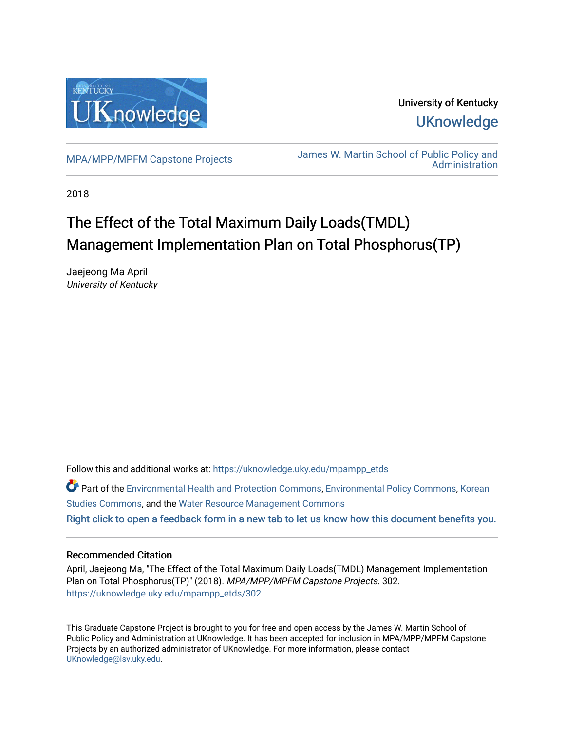University of Kentucky

UKnowledge

MPA/MPP/MPFM Capstone Projects

James W. Martin School of Public Policy and Administration

2018

# The Effect of the Total Maximum Daily Loads(TMDL) Management Implementation Plan on Total Phosphorus(TP)

Jaejeong Ma April
*University of Kentucky*

Follow this and additional works at: https://uknowledge.uky.edu/mpampp_etds

Part of the Environmental Health and Protection Commons, Environmental Policy Commons, Korean Studies Commons, and the Water Resource Management Commons

Right click to open a feedback form in a new tab to let us know how this document benefits you.

## Recommended Citation

April, Jaejeong Ma, "The Effect of the Total Maximum Daily Loads(TMDL) Management Implementation Plan on Total Phosphorus(TP)" (2018). *MPA/MPP/MPFM Capstone Projects*. 302.
https://uknowledge.uky.edu/mpampp_etds/302

This Graduate Capstone Project is brought to you for free and open access by the James W. Martin School of Public Policy and Administration at UKnowledge. It has been accepted for inclusion in MPA/MPP/MPFM Capstone Projects by an authorized administrator of UKnowledge. For more information, please contact UKnowledge@lsv.uky.edu.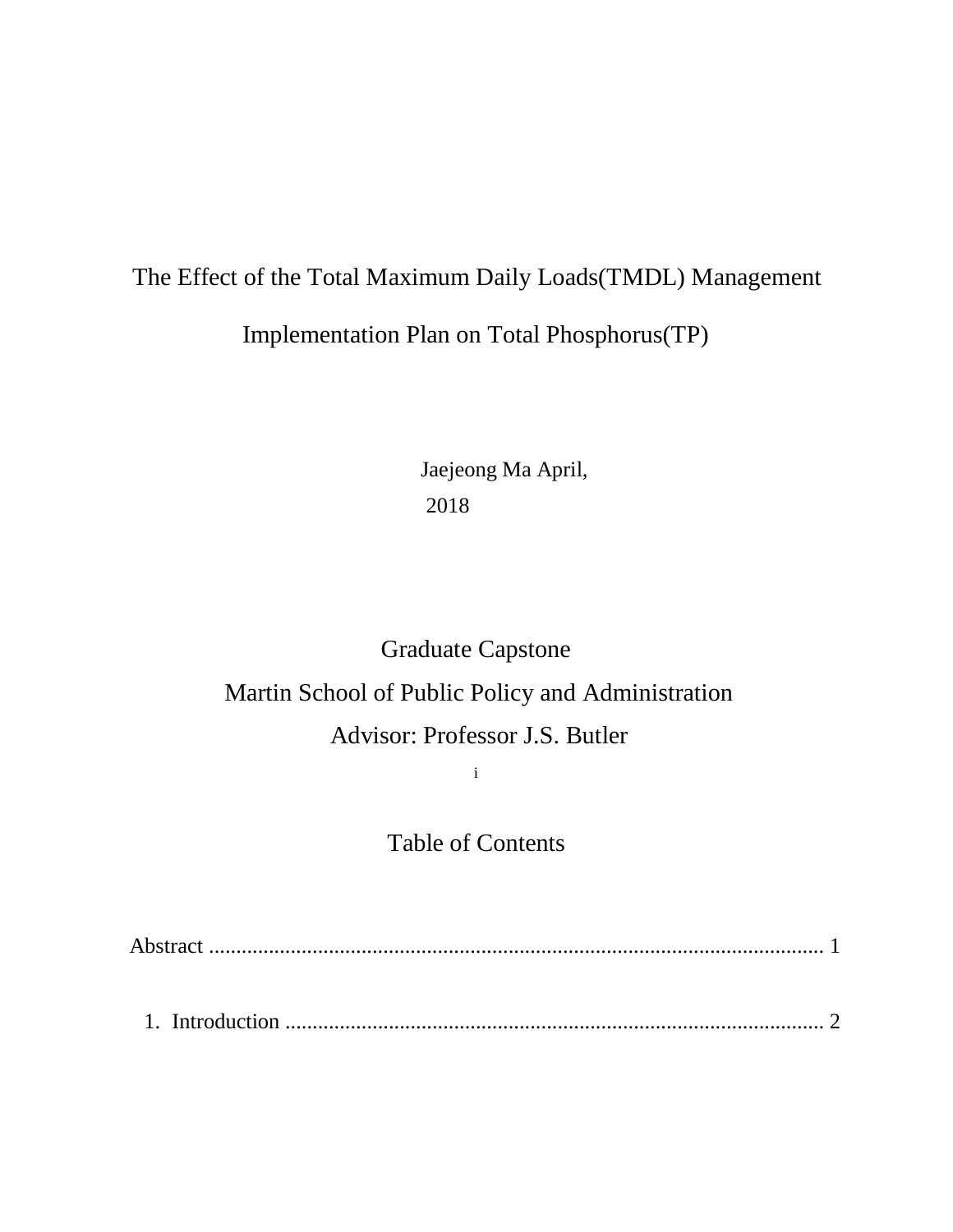# The Effect of the Total Maximum Daily Loads(TMDL) Management Implementation Plan on Total Phosphorus(TP)

Jaejeong Ma April, 2018

Graduate Capstone

Martin School of Public Policy and Administration

Advisor: Professor J.S. Butler

## Table of Contents

Abstract .................................................................................................................. 1

1. Introduction .................................................................................................... 2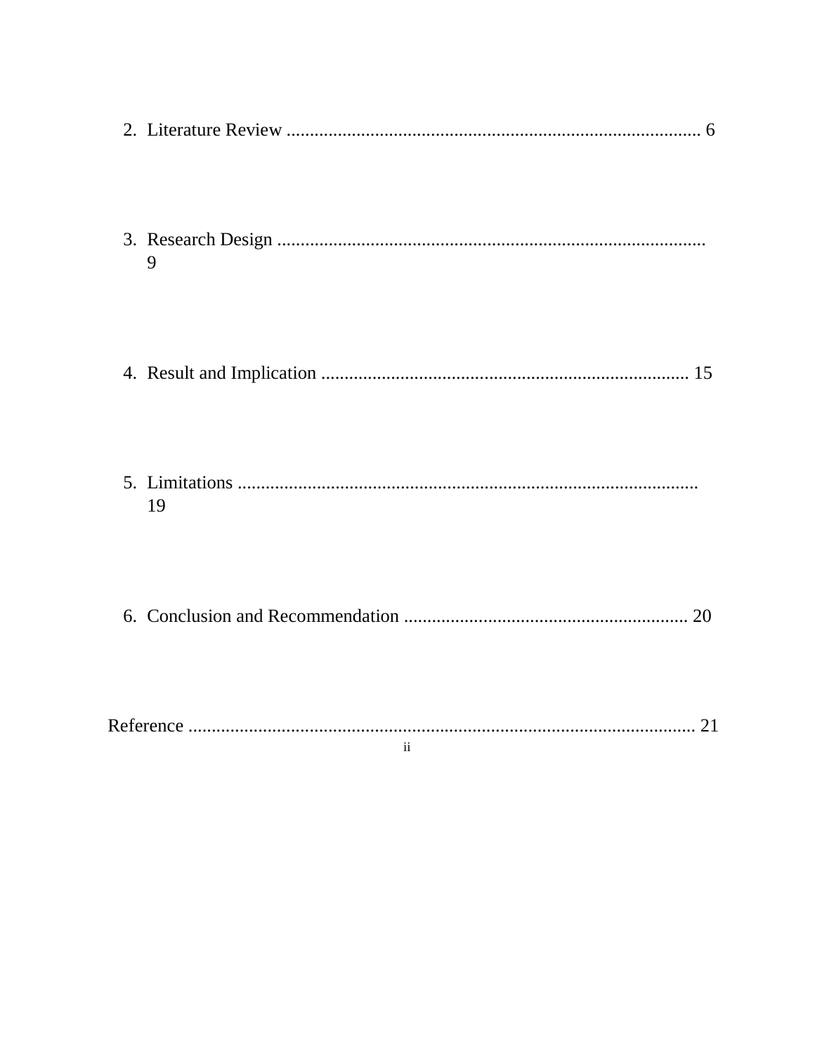2. Literature Review ........................................................................................ 6

3. Research Design ........................................................................................... 9

4. Result and Implication .............................................................................. 15

5. Limitations ................................................................................................. 19

6. Conclusion and Recommendation ............................................................ 20

Reference ............................................................................................................ 21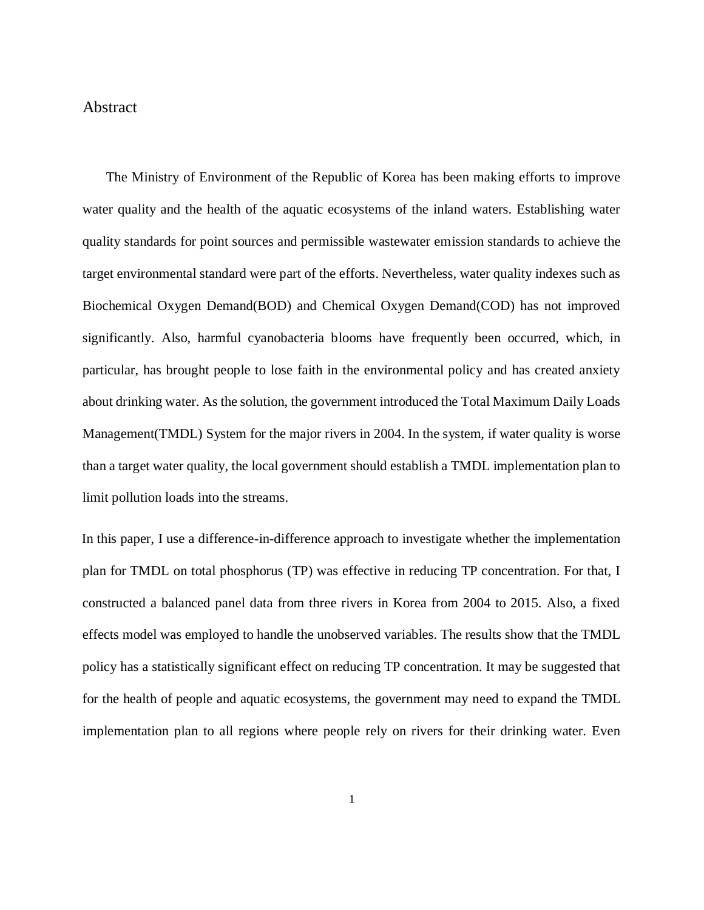# Abstract

The Ministry of Environment of the Republic of Korea has been making efforts to improve water quality and the health of the aquatic ecosystems of the inland waters. Establishing water quality standards for point sources and permissible wastewater emission standards to achieve the target environmental standard were part of the efforts. Nevertheless, water quality indexes such as Biochemical Oxygen Demand(BOD) and Chemical Oxygen Demand(COD) has not improved significantly. Also, harmful cyanobacteria blooms have frequently been occurred, which, in particular, has brought people to lose faith in the environmental policy and has created anxiety about drinking water. As the solution, the government introduced the Total Maximum Daily Loads Management(TMDL) System for the major rivers in 2004. In the system, if water quality is worse than a target water quality, the local government should establish a TMDL implementation plan to limit pollution loads into the streams.

In this paper, I use a difference-in-difference approach to investigate whether the implementation plan for TMDL on total phosphorus (TP) was effective in reducing TP concentration. For that, I constructed a balanced panel data from three rivers in Korea from 2004 to 2015. Also, a fixed effects model was employed to handle the unobserved variables. The results show that the TMDL policy has a statistically significant effect on reducing TP concentration. It may be suggested that for the health of people and aquatic ecosystems, the government may need to expand the TMDL implementation plan to all regions where people rely on rivers for their drinking water. Even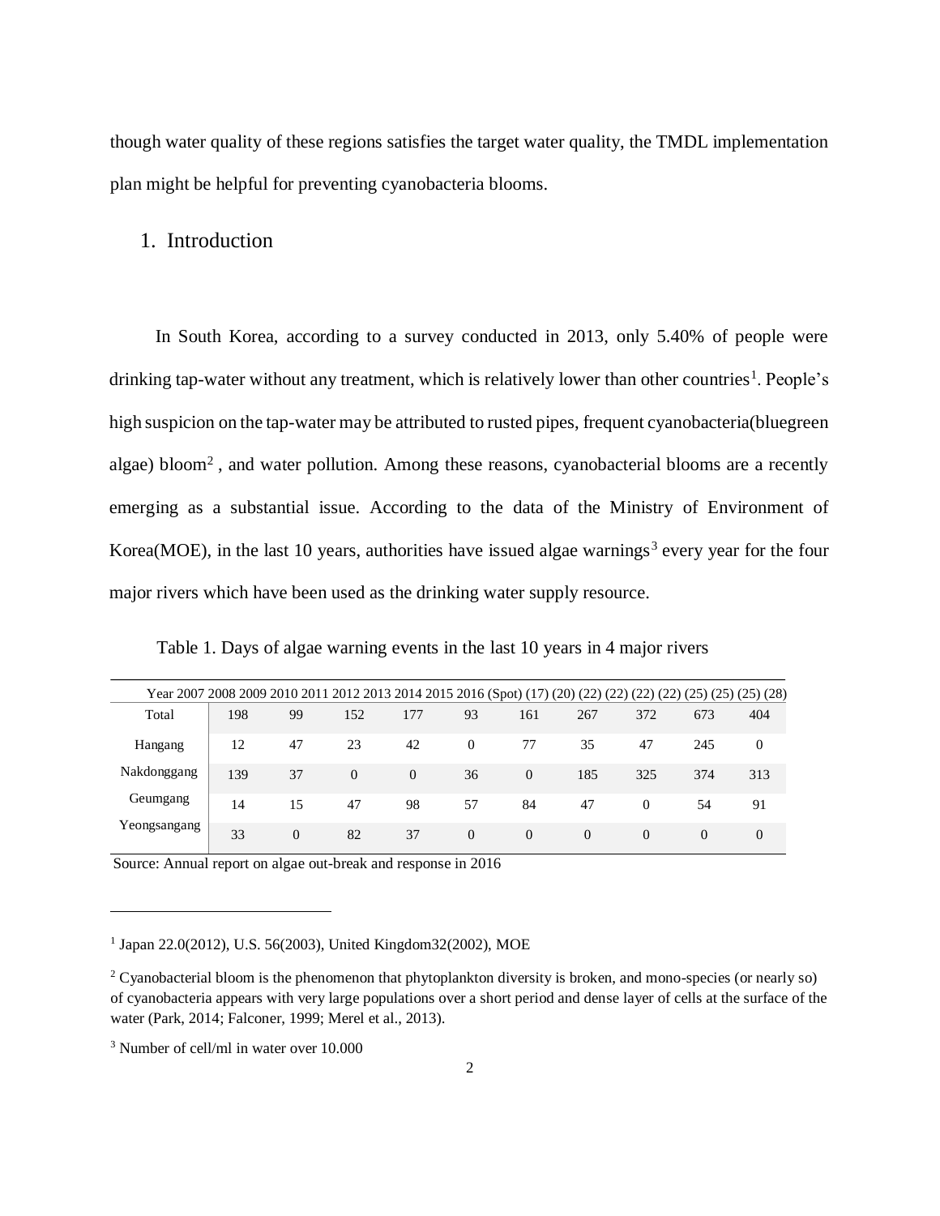though water quality of these regions satisfies the target water quality, the TMDL implementation plan might be helpful for preventing cyanobacteria blooms.

## 1. Introduction

In South Korea, according to a survey conducted in 2013, only 5.40% of people were drinking tap-water without any treatment, which is relatively lower than other countries[1]. People's high suspicion on the tap-water may be attributed to rusted pipes, frequent cyanobacteria(bluegreen algae) bloom[2], and water pollution. Among these reasons, cyanobacterial blooms are a recently emerging as a substantial issue. According to the data of the Ministry of Environment of Korea(MOE), in the last 10 years, authorities have issued algae warnings[3] every year for the four major rivers which have been used as the drinking water supply resource.

Table 1. Days of algae warning events in the last 10 years in 4 major rivers

| Year | 2007 | 2008 | 2009 | 2010 | 2011 | 2012 | 2013 | 2014 | 2015 | 2016 |
|---|---|---|---|---|---|---|---|---|---|---|
| (Spot) | (17) | (20) | (22) | (22) | (22) | (22) | (25) | (25) | (25) | (28) |
| Total | 198 | 99 | 152 | 177 | 93 | 161 | 267 | 372 | 673 | 404 |
| Hangang | 12 | 47 | 23 | 42 | 0 | 77 | 35 | 47 | 245 | 0 |
| Nakdonggang | 139 | 37 | 0 | 0 | 36 | 0 | 185 | 325 | 374 | 313 |
| Geumgang | 14 | 15 | 47 | 98 | 57 | 84 | 47 | 0 | 54 | 91 |
| Yeongsangang | 33 | 0 | 82 | 37 | 0 | 0 | 0 | 0 | 0 | 0 |

Source: Annual report on algae out-break and response in 2016

---

[1] Japan 22.0(2012), U.S. 56(2003), United Kingdom32(2002), MOE

[2] Cyanobacterial bloom is the phenomenon that phytoplankton diversity is broken, and mono-species (or nearly so) of cyanobacteria appears with very large populations over a short period and dense layer of cells at the surface of the water (Park, 2014; Falconer, 1999; Merel et al., 2013).

[3] Number of cell/ml in water over 10.000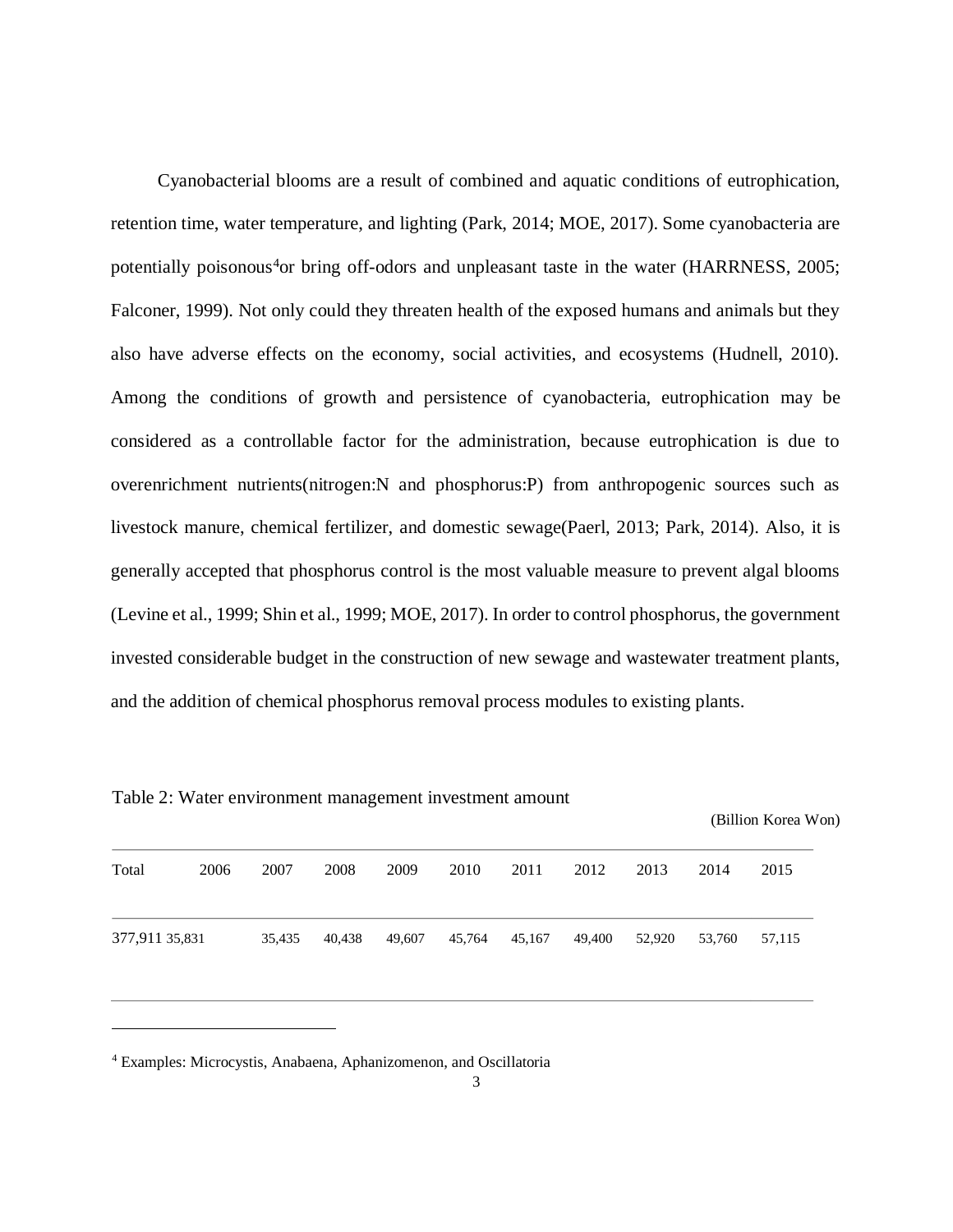Cyanobacterial blooms are a result of combined and aquatic conditions of eutrophication, retention time, water temperature, and lighting (Park, 2014; MOE, 2017). Some cyanobacteria are potentially poisonous[4]or bring off-odors and unpleasant taste in the water (HARRNESS, 2005; Falconer, 1999). Not only could they threaten health of the exposed humans and animals but they also have adverse effects on the economy, social activities, and ecosystems (Hudnell, 2010). Among the conditions of growth and persistence of cyanobacteria, eutrophication may be considered as a controllable factor for the administration, because eutrophication is due to overenrichment nutrients(nitrogen:N and phosphorus:P) from anthropogenic sources such as livestock manure, chemical fertilizer, and domestic sewage(Paerl, 2013; Park, 2014). Also, it is generally accepted that phosphorus control is the most valuable measure to prevent algal blooms (Levine et al., 1999; Shin et al., 1999; MOE, 2017). In order to control phosphorus, the government invested considerable budget in the construction of new sewage and wastewater treatment plants, and the addition of chemical phosphorus removal process modules to existing plants.

Table 2: Water environment management investment amount

(Billion Korea Won)

| Total | 2006 | 2007 | 2008 | 2009 | 2010 | 2011 | 2012 | 2013 | 2014 | 2015 |
|---|---|---|---|---|---|---|---|---|---|---|
| 377,911 | 35,831 | 35,435 | 40,438 | 49,607 | 45,764 | 45,167 | 49,400 | 52,920 | 53,760 | 57,115 |

[4] Examples: Microcystis, Anabaena, Aphanizomenon, and Oscillatoria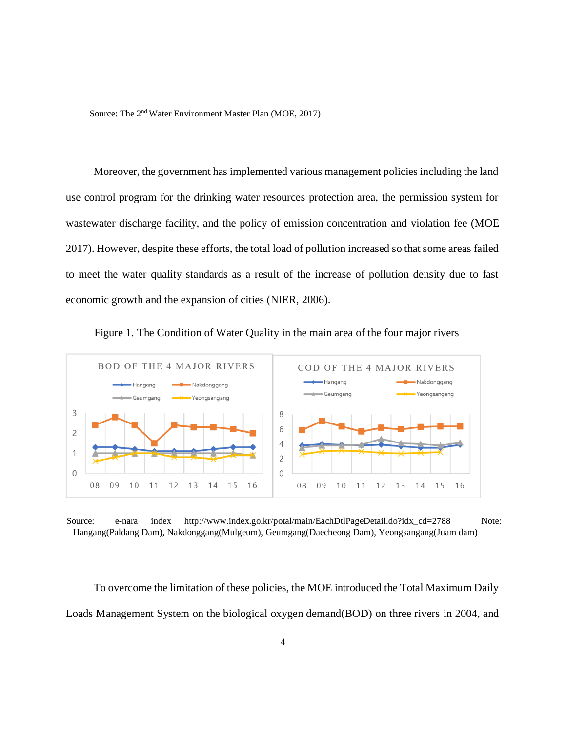Source: The 2nd Water Environment Master Plan (MOE, 2017)

Moreover, the government has implemented various management policies including the land use control program for the drinking water resources protection area, the permission system for wastewater discharge facility, and the policy of emission concentration and violation fee (MOE 2017). However, despite these efforts, the total load of pollution increased so that some areas failed to meet the water quality standards as a result of the increase of pollution density due to fast economic growth and the expansion of cities (NIER, 2006).

Figure 1. The Condition of Water Quality in the main area of the four major rivers

Source: e-nara index http://www.index.go.kr/potal/main/EachDtlPageDetail.do?idx_cd=2788 Note: Hangang(Paldang Dam), Nakdonggang(Mulgeum), Geumgang(Daecheong Dam), Yeongsangang(Juam dam)

To overcome the limitation of these policies, the MOE introduced the Total Maximum Daily Loads Management System on the biological oxygen demand(BOD) on three rivers in 2004, and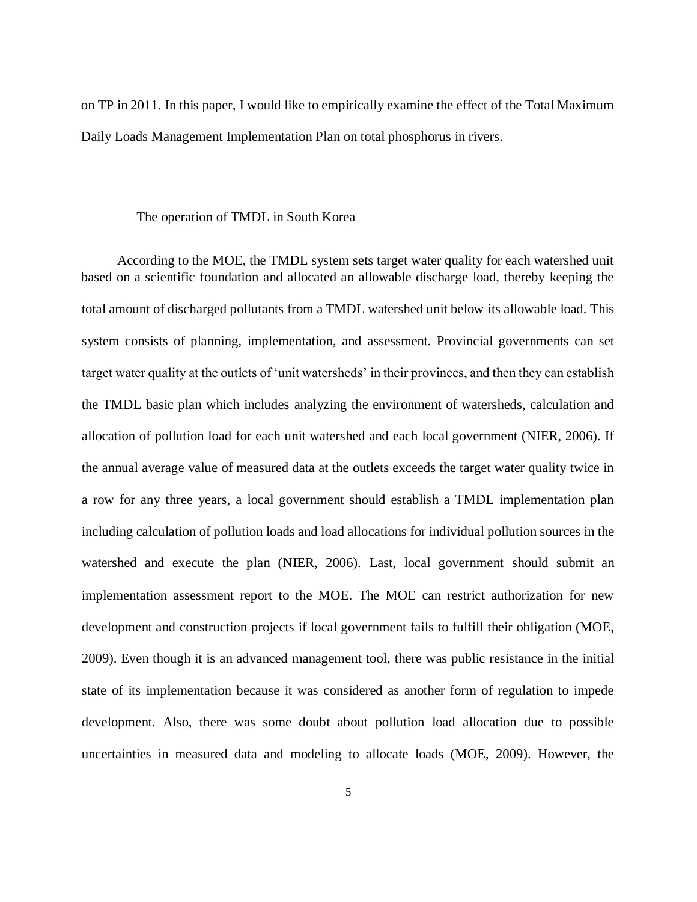on TP in 2011. In this paper, I would like to empirically examine the effect of the Total Maximum Daily Loads Management Implementation Plan on total phosphorus in rivers.

### The operation of TMDL in South Korea

According to the MOE, the TMDL system sets target water quality for each watershed unit based on a scientific foundation and allocated an allowable discharge load, thereby keeping the total amount of discharged pollutants from a TMDL watershed unit below its allowable load. This system consists of planning, implementation, and assessment. Provincial governments can set target water quality at the outlets of 'unit watersheds' in their provinces, and then they can establish the TMDL basic plan which includes analyzing the environment of watersheds, calculation and allocation of pollution load for each unit watershed and each local government (NIER, 2006). If the annual average value of measured data at the outlets exceeds the target water quality twice in a row for any three years, a local government should establish a TMDL implementation plan including calculation of pollution loads and load allocations for individual pollution sources in the watershed and execute the plan (NIER, 2006). Last, local government should submit an implementation assessment report to the MOE. The MOE can restrict authorization for new development and construction projects if local government fails to fulfill their obligation (MOE, 2009). Even though it is an advanced management tool, there was public resistance in the initial state of its implementation because it was considered as another form of regulation to impede development. Also, there was some doubt about pollution load allocation due to possible uncertainties in measured data and modeling to allocate loads (MOE, 2009). However, the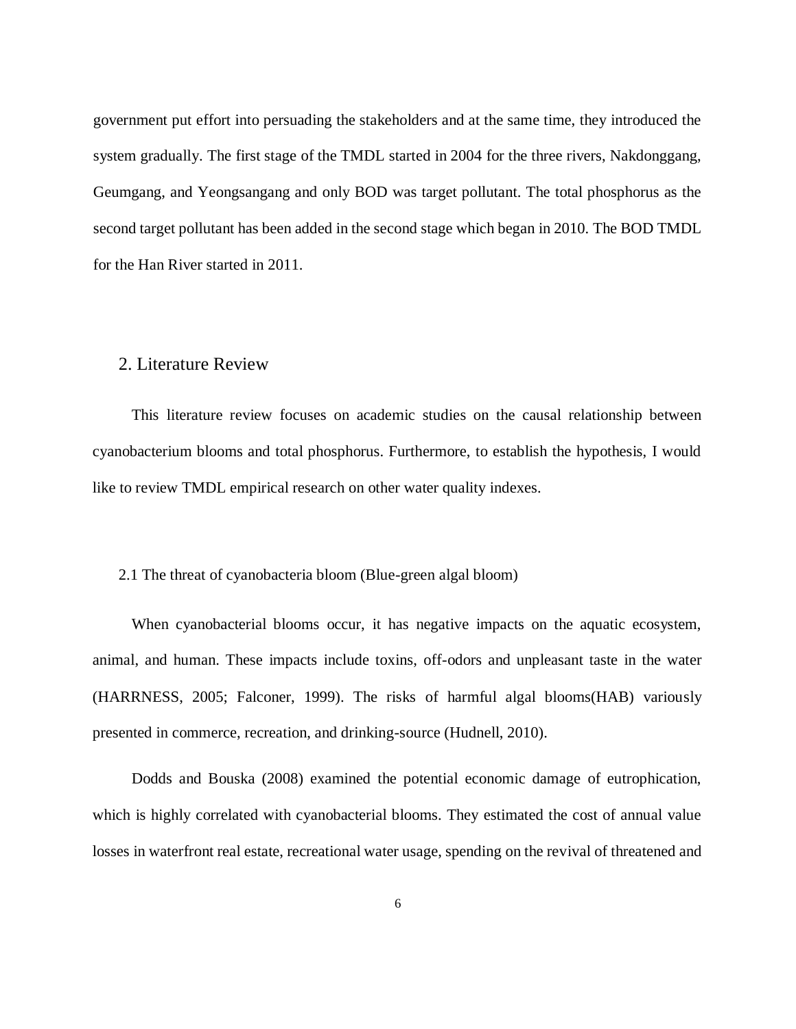government put effort into persuading the stakeholders and at the same time, they introduced the system gradually. The first stage of the TMDL started in 2004 for the three rivers, Nakdonggang, Geumgang, and Yeongsangang and only BOD was target pollutant. The total phosphorus as the second target pollutant has been added in the second stage which began in 2010. The BOD TMDL for the Han River started in 2011.

## 2. Literature Review

This literature review focuses on academic studies on the causal relationship between cyanobacterium blooms and total phosphorus. Furthermore, to establish the hypothesis, I would like to review TMDL empirical research on other water quality indexes.

### 2.1 The threat of cyanobacteria bloom (Blue-green algal bloom)

When cyanobacterial blooms occur, it has negative impacts on the aquatic ecosystem, animal, and human. These impacts include toxins, off-odors and unpleasant taste in the water (HARRNESS, 2005; Falconer, 1999). The risks of harmful algal blooms(HAB) variously presented in commerce, recreation, and drinking-source (Hudnell, 2010).

Dodds and Bouska (2008) examined the potential economic damage of eutrophication, which is highly correlated with cyanobacterial blooms. They estimated the cost of annual value losses in waterfront real estate, recreational water usage, spending on the revival of threatened and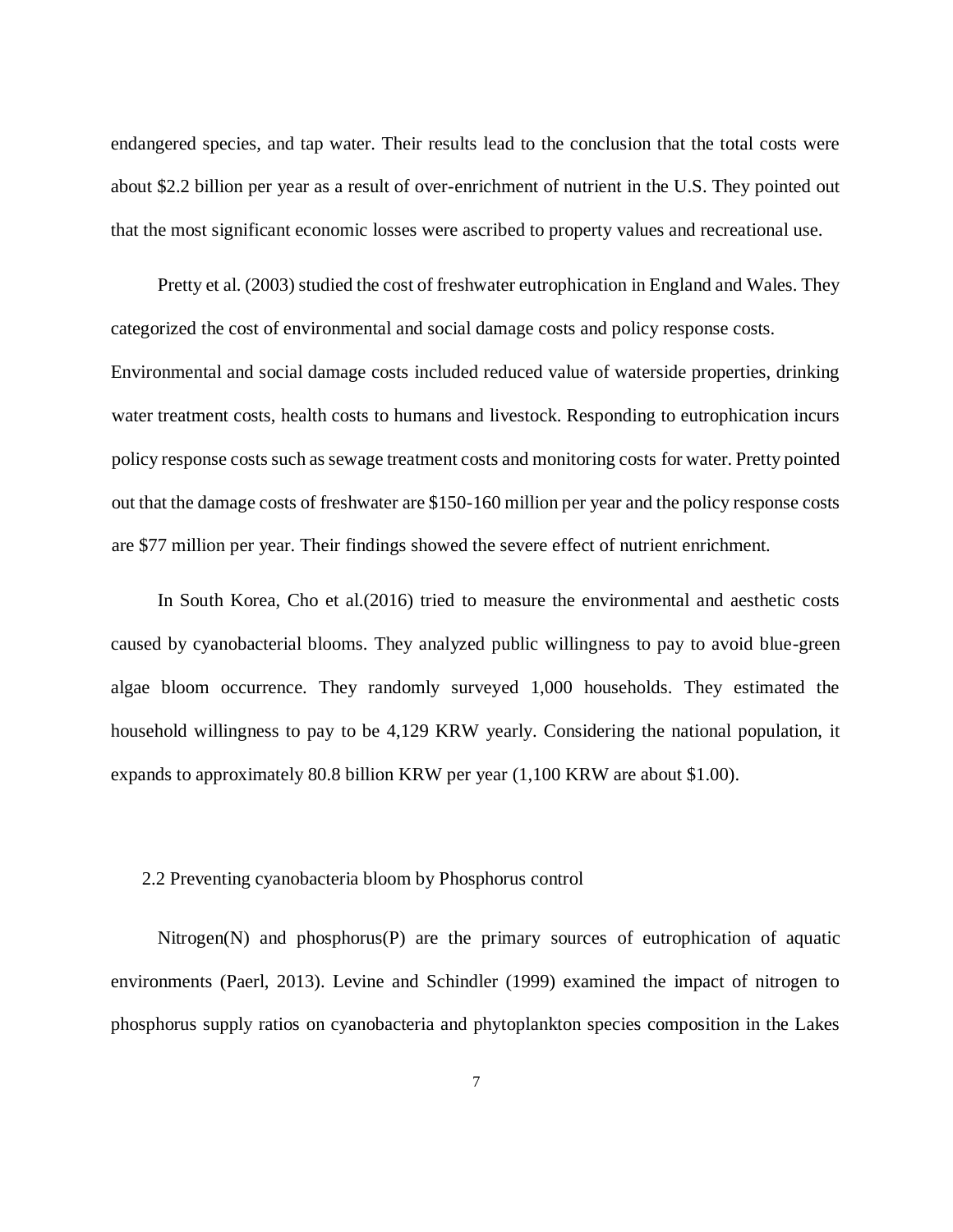endangered species, and tap water. Their results lead to the conclusion that the total costs were about $2.2 billion per year as a result of over-enrichment of nutrient in the U.S. They pointed out that the most significant economic losses were ascribed to property values and recreational use.

Pretty et al. (2003) studied the cost of freshwater eutrophication in England and Wales. They categorized the cost of environmental and social damage costs and policy response costs. Environmental and social damage costs included reduced value of waterside properties, drinking water treatment costs, health costs to humans and livestock. Responding to eutrophication incurs policy response costs such as sewage treatment costs and monitoring costs for water. Pretty pointed out that the damage costs of freshwater are $150-160 million per year and the policy response costs are $77 million per year. Their findings showed the severe effect of nutrient enrichment.

In South Korea, Cho et al.(2016) tried to measure the environmental and aesthetic costs caused by cyanobacterial blooms. They analyzed public willingness to pay to avoid blue-green algae bloom occurrence. They randomly surveyed 1,000 households. They estimated the household willingness to pay to be 4,129 KRW yearly. Considering the national population, it expands to approximately 80.8 billion KRW per year (1,100 KRW are about $1.00).

### 2.2 Preventing cyanobacteria bloom by Phosphorus control

Nitrogen(N) and phosphorus(P) are the primary sources of eutrophication of aquatic environments (Paerl, 2013). Levine and Schindler (1999) examined the impact of nitrogen to phosphorus supply ratios on cyanobacteria and phytoplankton species composition in the Lakes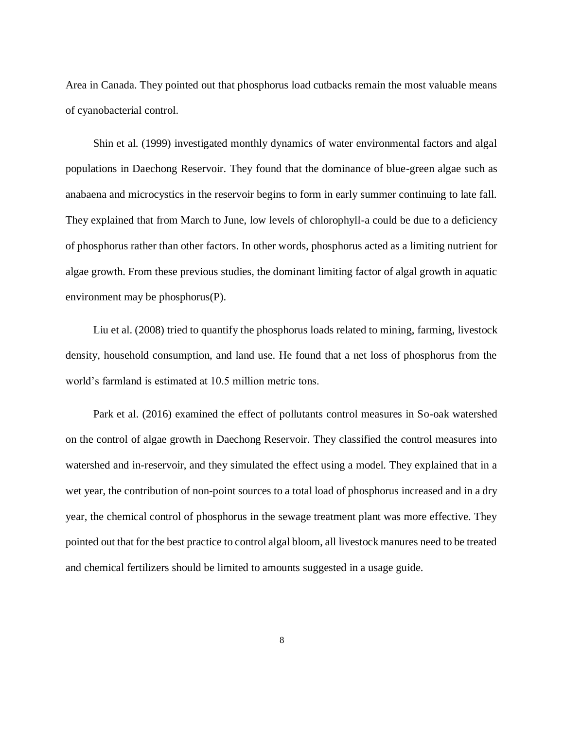Area in Canada. They pointed out that phosphorus load cutbacks remain the most valuable means of cyanobacterial control.

Shin et al. (1999) investigated monthly dynamics of water environmental factors and algal populations in Daechong Reservoir. They found that the dominance of blue-green algae such as anabaena and microcystics in the reservoir begins to form in early summer continuing to late fall. They explained that from March to June, low levels of chlorophyll-a could be due to a deficiency of phosphorus rather than other factors. In other words, phosphorus acted as a limiting nutrient for algae growth. From these previous studies, the dominant limiting factor of algal growth in aquatic environment may be phosphorus(P).

Liu et al. (2008) tried to quantify the phosphorus loads related to mining, farming, livestock density, household consumption, and land use. He found that a net loss of phosphorus from the world's farmland is estimated at 10.5 million metric tons.

Park et al. (2016) examined the effect of pollutants control measures in So-oak watershed on the control of algae growth in Daechong Reservoir. They classified the control measures into watershed and in-reservoir, and they simulated the effect using a model. They explained that in a wet year, the contribution of non-point sources to a total load of phosphorus increased and in a dry year, the chemical control of phosphorus in the sewage treatment plant was more effective. They pointed out that for the best practice to control algal bloom, all livestock manures need to be treated and chemical fertilizers should be limited to amounts suggested in a usage guide.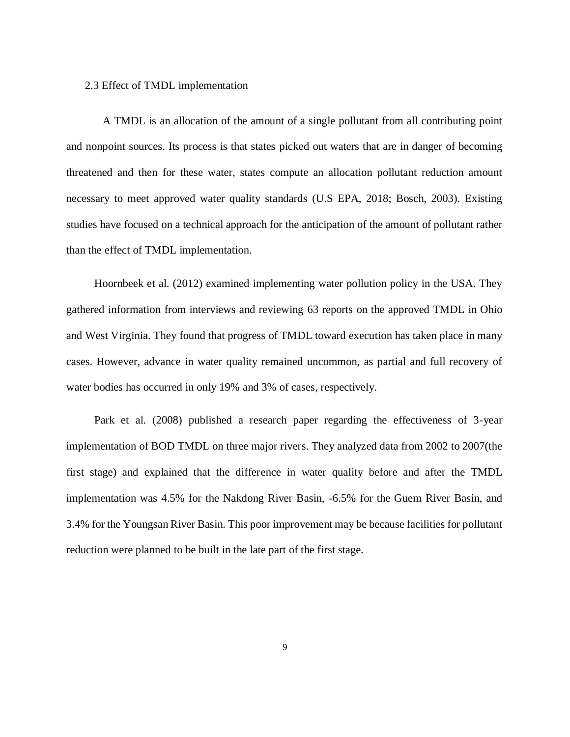## 2.3 Effect of TMDL implementation

A TMDL is an allocation of the amount of a single pollutant from all contributing point and nonpoint sources. Its process is that states picked out waters that are in danger of becoming threatened and then for these water, states compute an allocation pollutant reduction amount necessary to meet approved water quality standards (U.S EPA, 2018; Bosch, 2003). Existing studies have focused on a technical approach for the anticipation of the amount of pollutant rather than the effect of TMDL implementation.

Hoornbeek et al. (2012) examined implementing water pollution policy in the USA. They gathered information from interviews and reviewing 63 reports on the approved TMDL in Ohio and West Virginia. They found that progress of TMDL toward execution has taken place in many cases. However, advance in water quality remained uncommon, as partial and full recovery of water bodies has occurred in only 19% and 3% of cases, respectively.

Park et al. (2008) published a research paper regarding the effectiveness of 3-year implementation of BOD TMDL on three major rivers. They analyzed data from 2002 to 2007(the first stage) and explained that the difference in water quality before and after the TMDL implementation was 4.5% for the Nakdong River Basin, -6.5% for the Guem River Basin, and 3.4% for the Youngsan River Basin. This poor improvement may be because facilities for pollutant reduction were planned to be built in the late part of the first stage.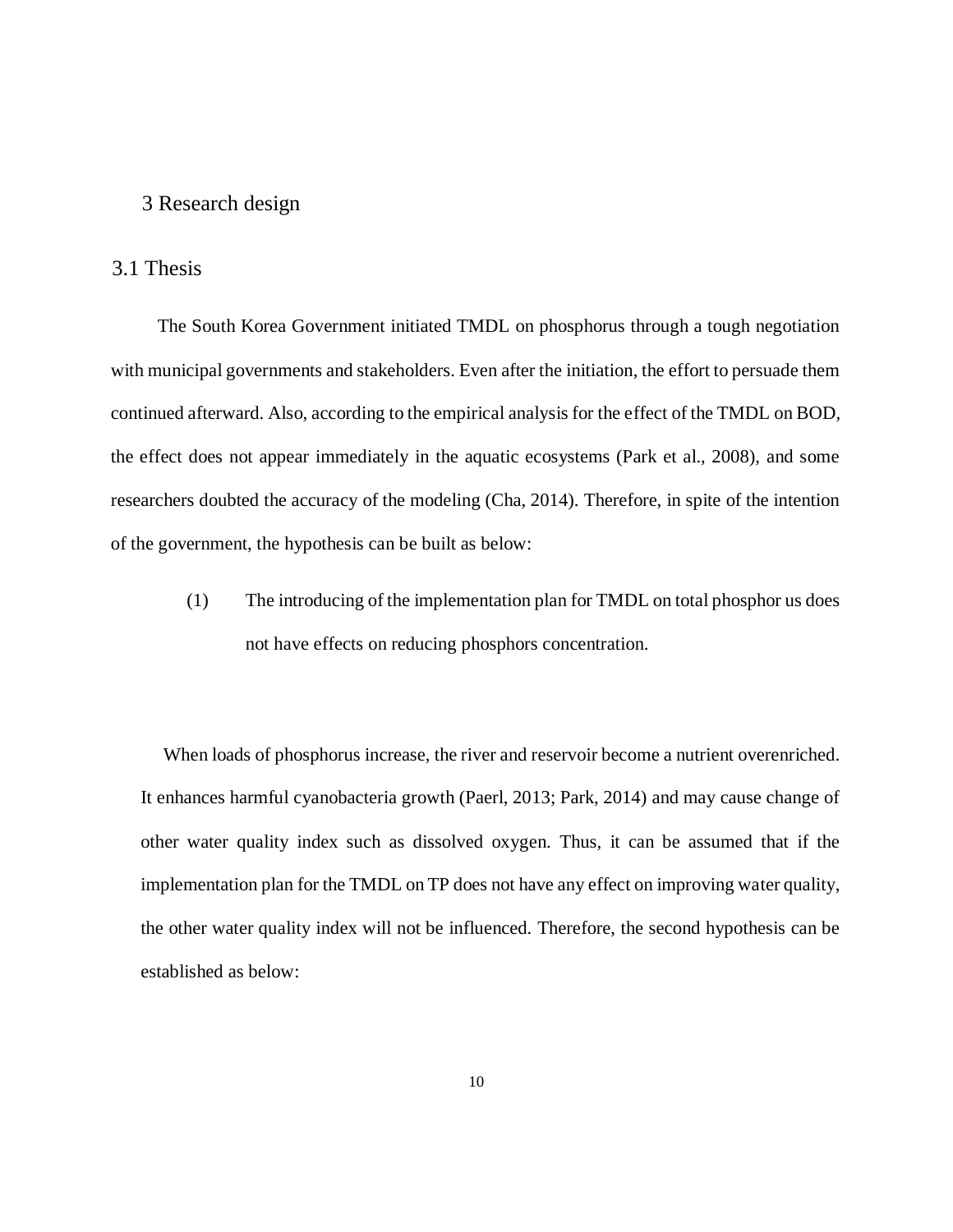# 3 Research design

## 3.1 Thesis

The South Korea Government initiated TMDL on phosphorus through a tough negotiation with municipal governments and stakeholders. Even after the initiation, the effort to persuade them continued afterward. Also, according to the empirical analysis for the effect of the TMDL on BOD, the effect does not appear immediately in the aquatic ecosystems (Park et al., 2008), and some researchers doubted the accuracy of the modeling (Cha, 2014). Therefore, in spite of the intention of the government, the hypothesis can be built as below:

(1) The introducing of the implementation plan for TMDL on total phosphor us does not have effects on reducing phosphors concentration.

When loads of phosphorus increase, the river and reservoir become a nutrient overenriched. It enhances harmful cyanobacteria growth (Paerl, 2013; Park, 2014) and may cause change of other water quality index such as dissolved oxygen. Thus, it can be assumed that if the implementation plan for the TMDL on TP does not have any effect on improving water quality, the other water quality index will not be influenced. Therefore, the second hypothesis can be established as below: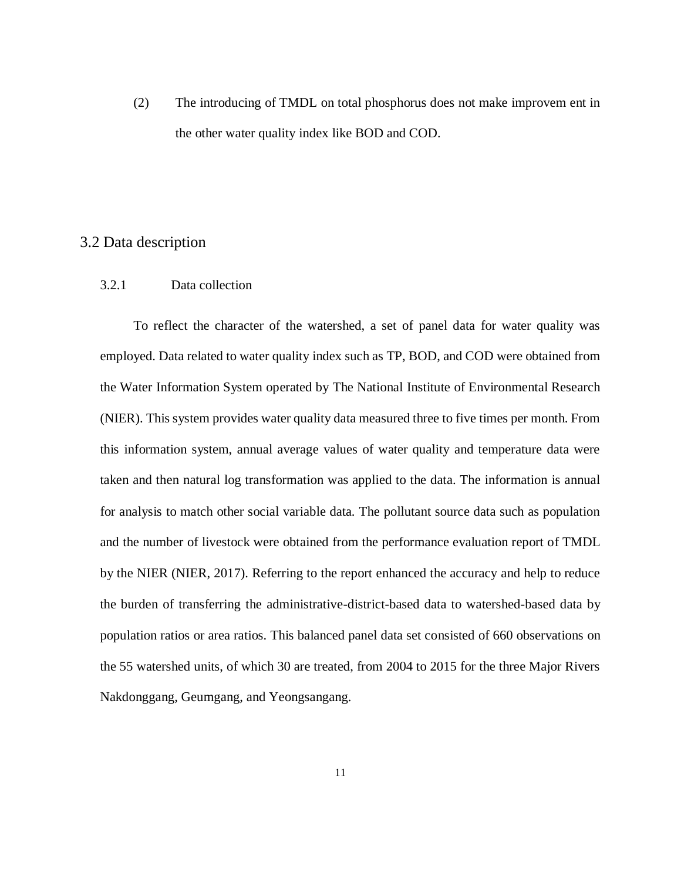(2) The introducing of TMDL on total phosphorus does not make improvem ent in the other water quality index like BOD and COD.

## 3.2 Data description

### 3.2.1 Data collection

To reflect the character of the watershed, a set of panel data for water quality was employed. Data related to water quality index such as TP, BOD, and COD were obtained from the Water Information System operated by The National Institute of Environmental Research (NIER). This system provides water quality data measured three to five times per month. From this information system, annual average values of water quality and temperature data were taken and then natural log transformation was applied to the data. The information is annual for analysis to match other social variable data. The pollutant source data such as population and the number of livestock were obtained from the performance evaluation report of TMDL by the NIER (NIER, 2017). Referring to the report enhanced the accuracy and help to reduce the burden of transferring the administrative-district-based data to watershed-based data by population ratios or area ratios. This balanced panel data set consisted of 660 observations on the 55 watershed units, of which 30 are treated, from 2004 to 2015 for the three Major Rivers Nakdonggang, Geumgang, and Yeongsangang.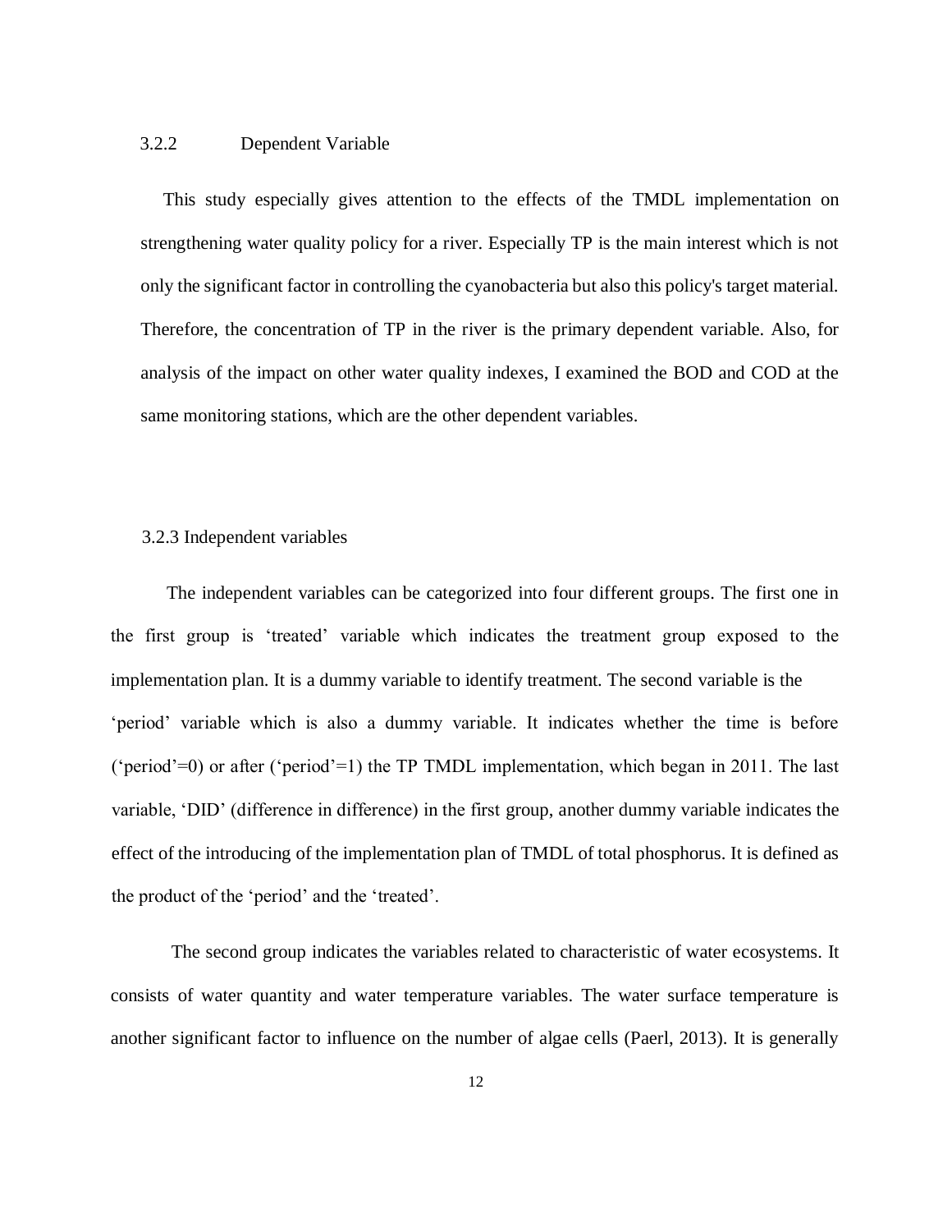### 3.2.2 Dependent Variable

This study especially gives attention to the effects of the TMDL implementation on strengthening water quality policy for a river. Especially TP is the main interest which is not only the significant factor in controlling the cyanobacteria but also this policy's target material. Therefore, the concentration of TP in the river is the primary dependent variable. Also, for analysis of the impact on other water quality indexes, I examined the BOD and COD at the same monitoring stations, which are the other dependent variables.

### 3.2.3 Independent variables

The independent variables can be categorized into four different groups. The first one in the first group is 'treated' variable which indicates the treatment group exposed to the implementation plan. It is a dummy variable to identify treatment. The second variable is the 'period' variable which is also a dummy variable. It indicates whether the time is before ('period'=0) or after ('period'=1) the TP TMDL implementation, which began in 2011. The last variable, 'DID' (difference in difference) in the first group, another dummy variable indicates the effect of the introducing of the implementation plan of TMDL of total phosphorus. It is defined as the product of the 'period' and the 'treated'.

The second group indicates the variables related to characteristic of water ecosystems. It consists of water quantity and water temperature variables. The water surface temperature is another significant factor to influence on the number of algae cells (Paerl, 2013). It is generally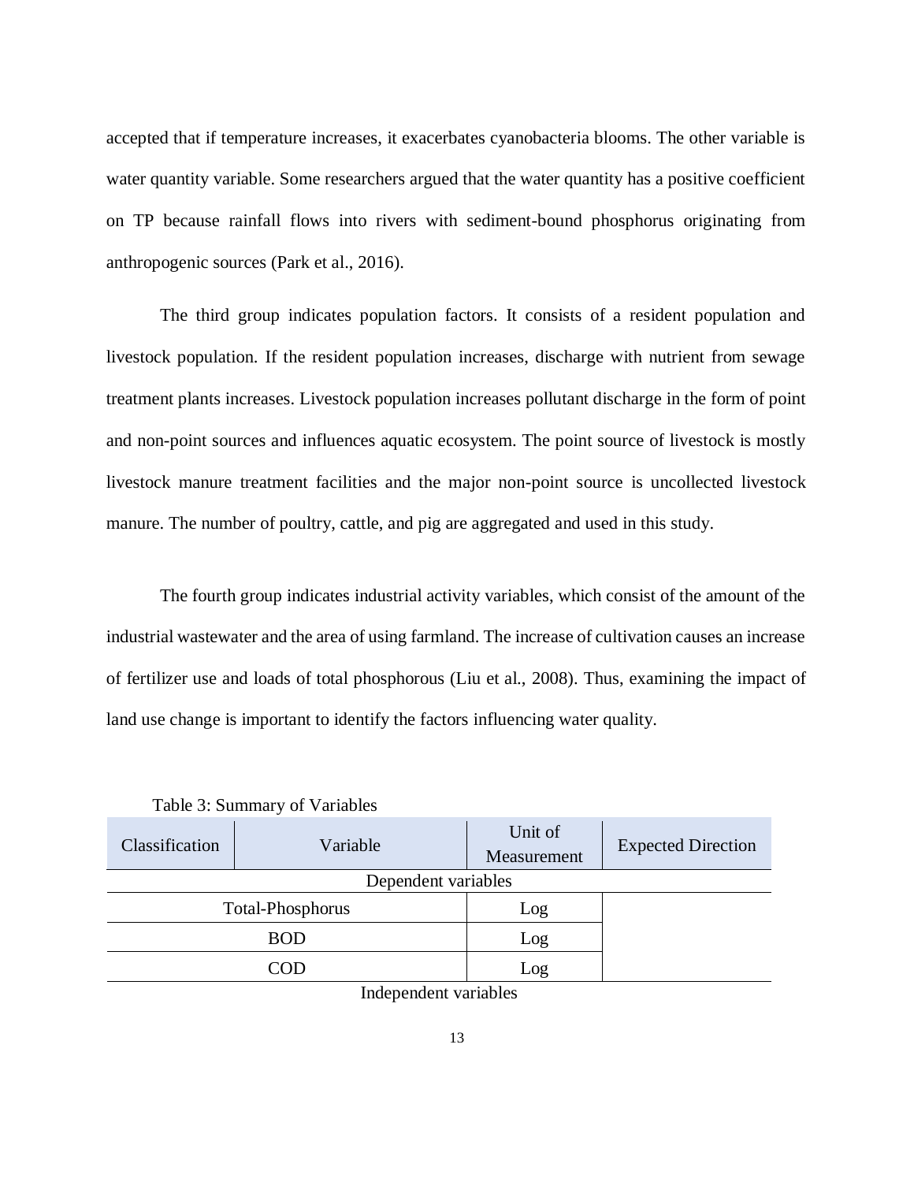accepted that if temperature increases, it exacerbates cyanobacteria blooms. The other variable is water quantity variable. Some researchers argued that the water quantity has a positive coefficient on TP because rainfall flows into rivers with sediment-bound phosphorus originating from anthropogenic sources (Park et al., 2016).

The third group indicates population factors. It consists of a resident population and livestock population. If the resident population increases, discharge with nutrient from sewage treatment plants increases. Livestock population increases pollutant discharge in the form of point and non-point sources and influences aquatic ecosystem. The point source of livestock is mostly livestock manure treatment facilities and the major non-point source is uncollected livestock manure. The number of poultry, cattle, and pig are aggregated and used in this study.

The fourth group indicates industrial activity variables, which consist of the amount of the industrial wastewater and the area of using farmland. The increase of cultivation causes an increase of fertilizer use and loads of total phosphorous (Liu et al., 2008). Thus, examining the impact of land use change is important to identify the factors influencing water quality.

Table 3: Summary of Variables

| Classification | Variable | Unit of Measurement | Expected Direction |
|---|---|---|---|
| Dependent variables | | | |
| Total-Phosphorus | | Log | |
| BOD | | Log | |
| COD | | Log | |
| Independent variables | | | |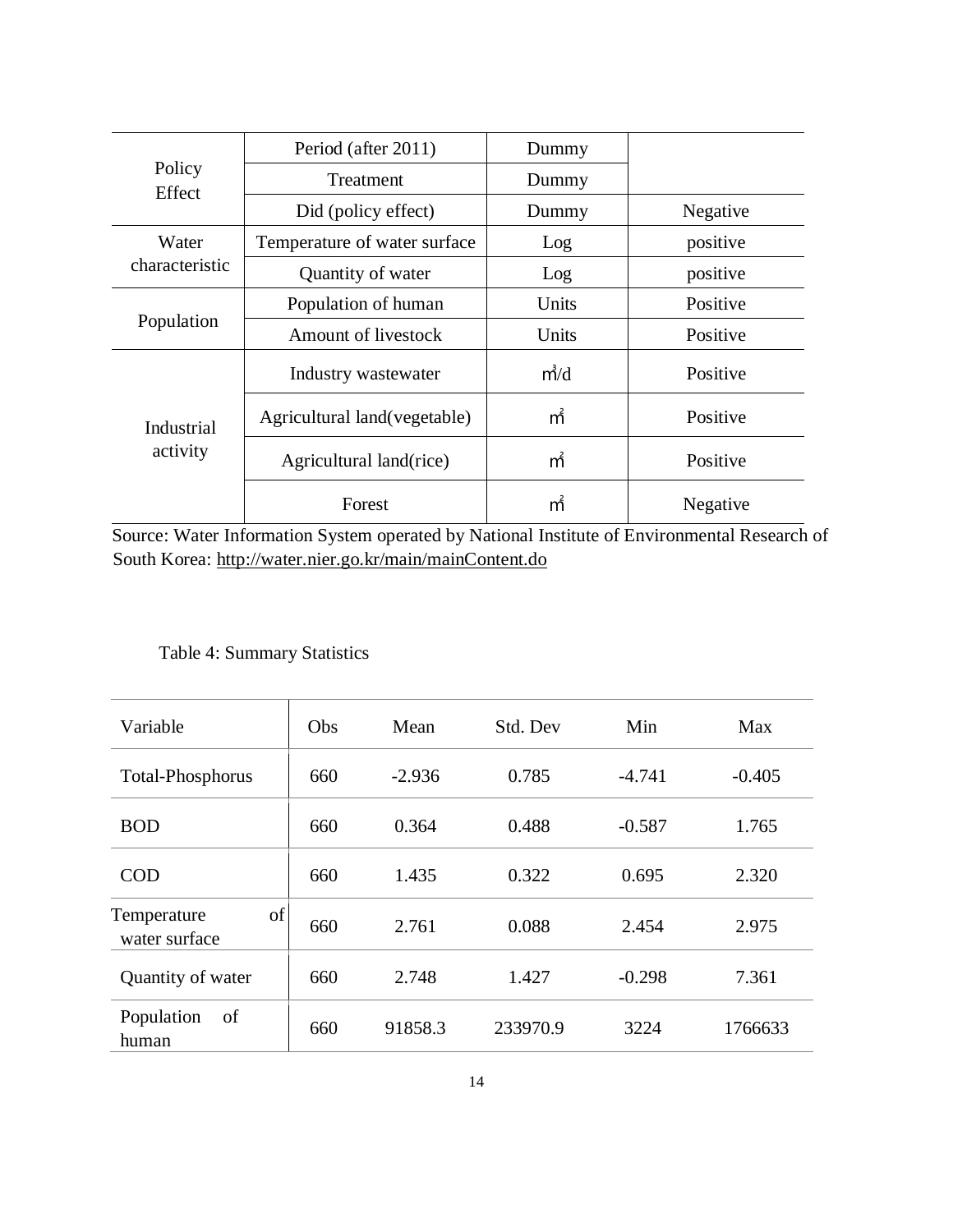| | | | |
|---|---|---|---|
| Policy Effect | Period (after 2011) | Dummy | |
| | Treatment | Dummy | |
| | Did (policy effect) | Dummy | Negative |
| Water characteristic | Temperature of water surface | Log | positive |
| | Quantity of water | Log | positive |
| Population | Population of human | Units | Positive |
| | Amount of livestock | Units | Positive |
| Industrial activity | Industry wastewater | ㎥/d | Positive |
| | Agricultural land(vegetable) | ㎡ | Positive |
| | Agricultural land(rice) | ㎡ | Positive |
| | Forest | ㎡ | Negative |

Source: Water Information System operated by National Institute of Environmental Research of South Korea: http://water.nier.go.kr/main/mainContent.do

Table 4: Summary Statistics

| Variable | Obs | Mean | Std. Dev | Min | Max |
|---|---|---|---|---|---|
| Total-Phosphorus | 660 | -2.936 | 0.785 | -4.741 | -0.405 |
| BOD | 660 | 0.364 | 0.488 | -0.587 | 1.765 |
| COD | 660 | 1.435 | 0.322 | 0.695 | 2.320 |
| Temperature of water surface | 660 | 2.761 | 0.088 | 2.454 | 2.975 |
| Quantity of water | 660 | 2.748 | 1.427 | -0.298 | 7.361 |
| Population of human | 660 | 91858.3 | 233970.9 | 3224 | 1766633 |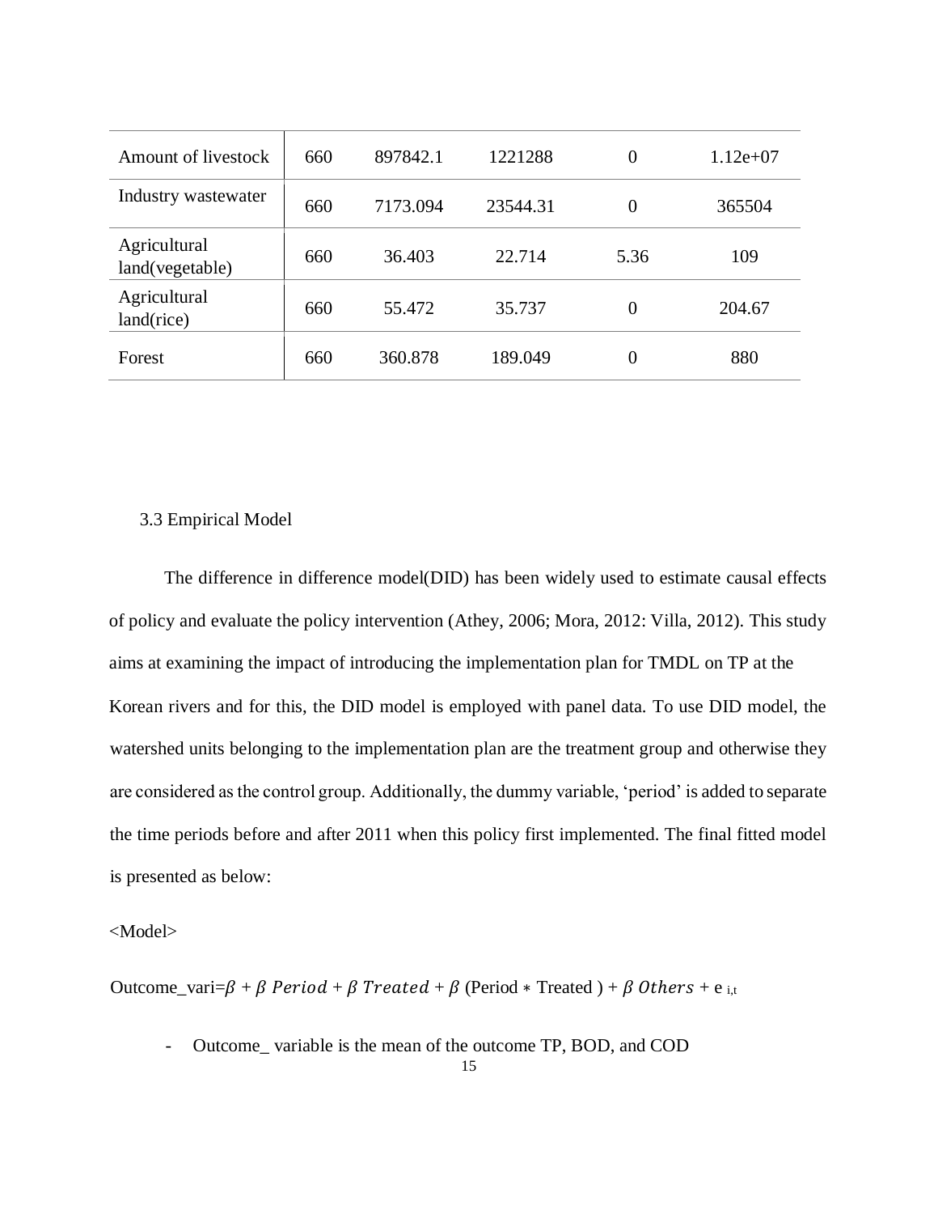| Amount of livestock | 660 | 897842.1 | 1221288 | 0 | 1.12e+07 |
|---|---|---|---|---|---|
| Industry wastewater | 660 | 7173.094 | 23544.31 | 0 | 365504 |
| Agricultural land(vegetable) | 660 | 36.403 | 22.714 | 5.36 | 109 |
| Agricultural land(rice) | 660 | 55.472 | 35.737 | 0 | 204.67 |
| Forest | 660 | 360.878 | 189.049 | 0 | 880 |

3.3 Empirical Model

The difference in difference model(DID) has been widely used to estimate causal effects of policy and evaluate the policy intervention (Athey, 2006; Mora, 2012: Villa, 2012). This study aims at examining the impact of introducing the implementation plan for TMDL on TP at the Korean rivers and for this, the DID model is employed with panel data. To use DID model, the watershed units belonging to the implementation plan are the treatment group and otherwise they are considered as the control group. Additionally, the dummy variable, 'period' is added to separate the time periods before and after 2011 when this policy first implemented. The final fitted model is presented as below:

<Model>

$$\text{Outcome\_vari} = \beta + \beta\ Period + \beta\ Treated + \beta\ (\text{Period} * \text{Treated}) + \beta\ Others + e_{i,t}$$

- Outcome_ variable is the mean of the outcome TP, BOD, and COD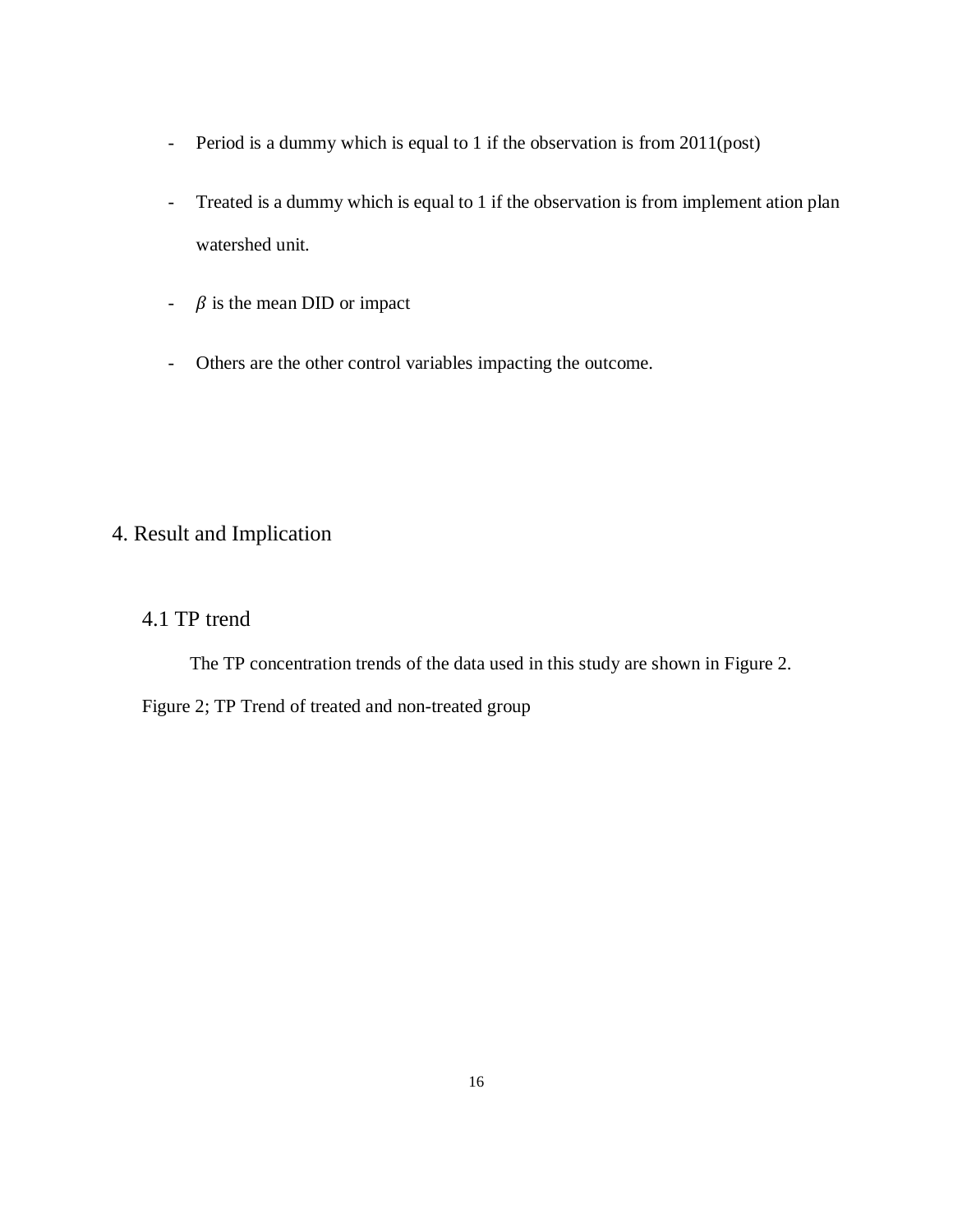- Period is a dummy which is equal to 1 if the observation is from 2011(post)
- Treated is a dummy which is equal to 1 if the observation is from implement ation plan watershed unit.
- $\beta$ is the mean DID or impact
- Others are the other control variables impacting the outcome.

## 4. Result and Implication

### 4.1 TP trend

The TP concentration trends of the data used in this study are shown in Figure 2.

Figure 2; TP Trend of treated and non-treated group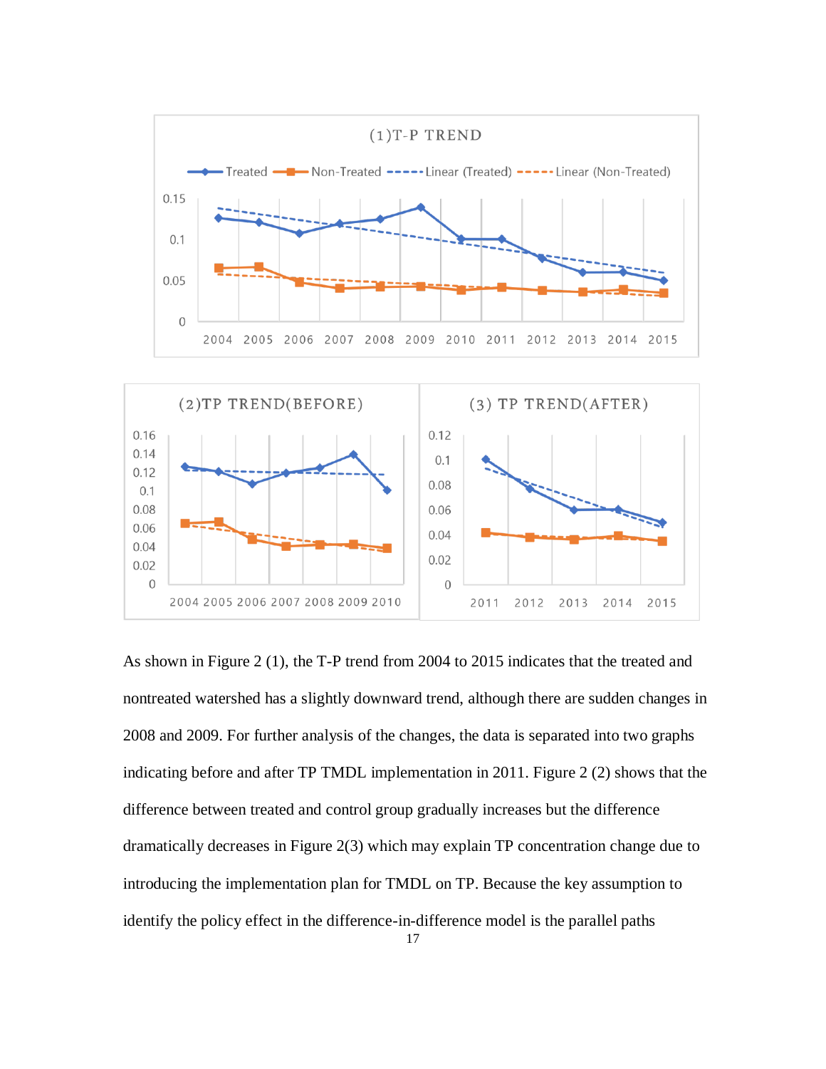As shown in Figure 2 (1), the T-P trend from 2004 to 2015 indicates that the treated and nontreated watershed has a slightly downward trend, although there are sudden changes in 2008 and 2009. For further analysis of the changes, the data is separated into two graphs indicating before and after TP TMDL implementation in 2011. Figure 2 (2) shows that the difference between treated and control group gradually increases but the difference dramatically decreases in Figure 2(3) which may explain TP concentration change due to introducing the implementation plan for TMDL on TP. Because the key assumption to identify the policy effect in the difference-in-difference model is the parallel paths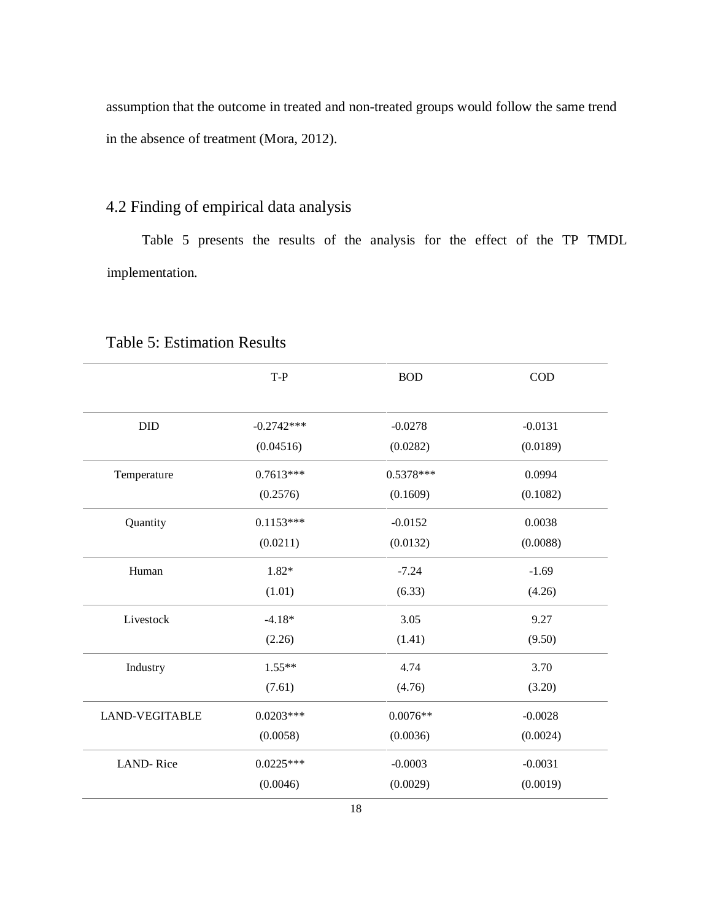assumption that the outcome in treated and non-treated groups would follow the same trend in the absence of treatment (Mora, 2012).

## 4.2 Finding of empirical data analysis

Table 5 presents the results of the analysis for the effect of the TP TMDL implementation.

Table 5: Estimation Results

| | T-P | BOD | COD |
|---|---|---|---|
| DID | -0.2742***<br>(0.04516) | -0.0278<br>(0.0282) | -0.0131<br>(0.0189) |
| Temperature | 0.7613***<br>(0.2576) | 0.5378***<br>(0.1609) | 0.0994<br>(0.1082) |
| Quantity | 0.1153***<br>(0.0211) | -0.0152<br>(0.0132) | 0.0038<br>(0.0088) |
| Human | 1.82*<br>(1.01) | -7.24<br>(6.33) | -1.69<br>(4.26) |
| Livestock | -4.18*<br>(2.26) | 3.05<br>(1.41) | 9.27<br>(9.50) |
| Industry | 1.55**<br>(7.61) | 4.74<br>(4.76) | 3.70<br>(3.20) |
| LAND-VEGITABLE | 0.0203***<br>(0.0058) | 0.0076**<br>(0.0036) | -0.0028<br>(0.0024) |
| LAND- Rice | 0.0225***<br>(0.0046) | -0.0003<br>(0.0029) | -0.0031<br>(0.0019) |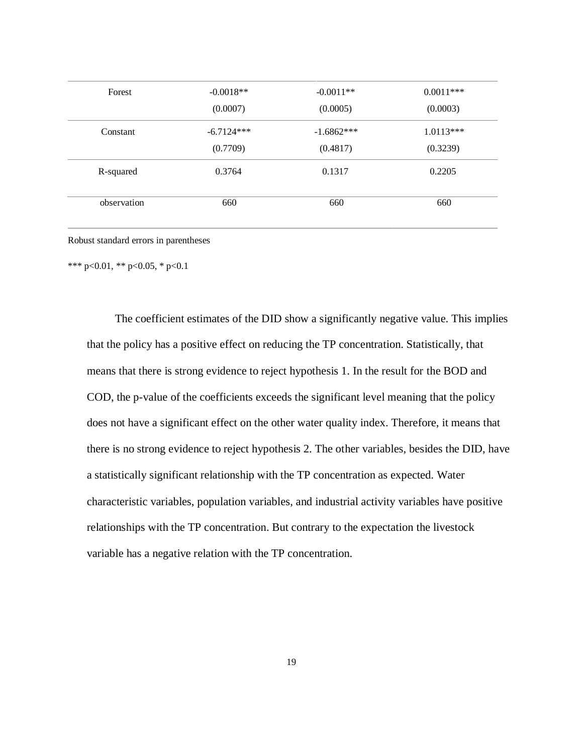| | | | |
|---|---|---|---|
| Forest | -0.0018** | -0.0011** | 0.0011*** |
| | (0.0007) | (0.0005) | (0.0003) |
| Constant | -6.7124*** | -1.6862*** | 1.0113*** |
| | (0.7709) | (0.4817) | (0.3239) |
| R-squared | 0.3764 | 0.1317 | 0.2205 |
| observation | 660 | 660 | 660 |

Robust standard errors in parentheses

*** p<0.01, ** p<0.05, * p<0.1

The coefficient estimates of the DID show a significantly negative value. This implies that the policy has a positive effect on reducing the TP concentration. Statistically, that means that there is strong evidence to reject hypothesis 1. In the result for the BOD and COD, the p-value of the coefficients exceeds the significant level meaning that the policy does not have a significant effect on the other water quality index. Therefore, it means that there is no strong evidence to reject hypothesis 2. The other variables, besides the DID, have a statistically significant relationship with the TP concentration as expected. Water characteristic variables, population variables, and industrial activity variables have positive relationships with the TP concentration. But contrary to the expectation the livestock variable has a negative relation with the TP concentration.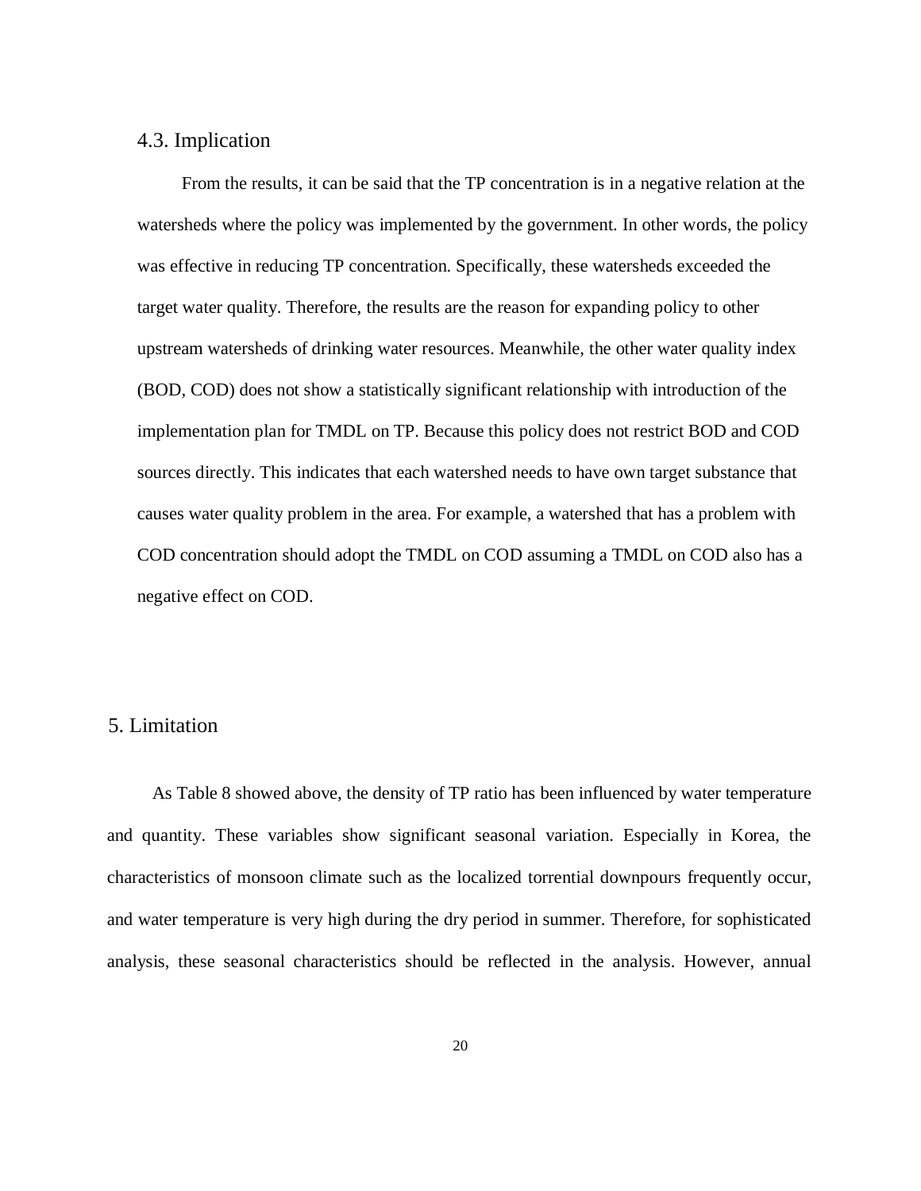### 4.3. Implication

From the results, it can be said that the TP concentration is in a negative relation at the watersheds where the policy was implemented by the government. In other words, the policy was effective in reducing TP concentration. Specifically, these watersheds exceeded the target water quality. Therefore, the results are the reason for expanding policy to other upstream watersheds of drinking water resources. Meanwhile, the other water quality index (BOD, COD) does not show a statistically significant relationship with introduction of the implementation plan for TMDL on TP. Because this policy does not restrict BOD and COD sources directly. This indicates that each watershed needs to have own target substance that causes water quality problem in the area. For example, a watershed that has a problem with COD concentration should adopt the TMDL on COD assuming a TMDL on COD also has a negative effect on COD.

## 5. Limitation

As Table 8 showed above, the density of TP ratio has been influenced by water temperature and quantity. These variables show significant seasonal variation. Especially in Korea, the characteristics of monsoon climate such as the localized torrential downpours frequently occur, and water temperature is very high during the dry period in summer. Therefore, for sophisticated analysis, these seasonal characteristics should be reflected in the analysis. However, annual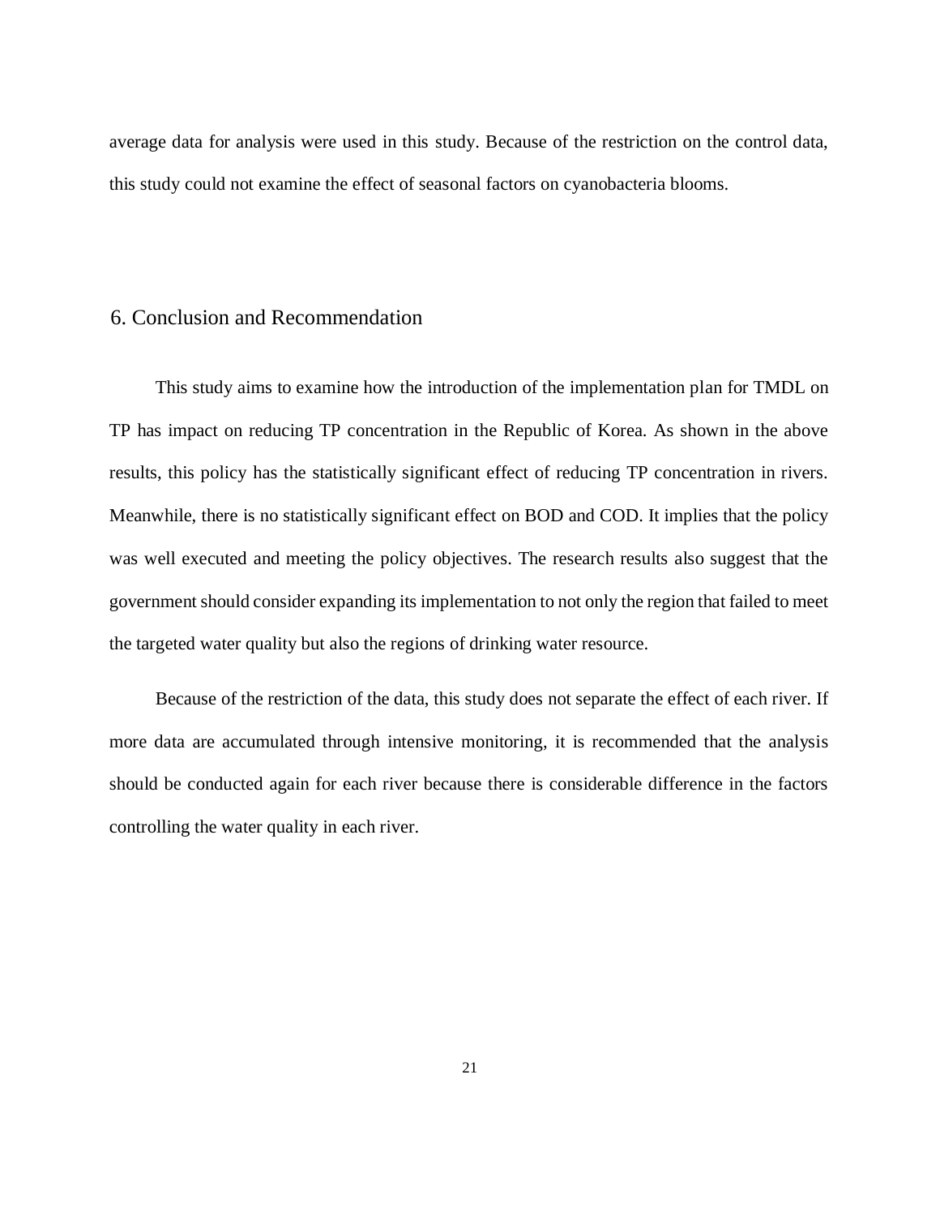average data for analysis were used in this study. Because of the restriction on the control data, this study could not examine the effect of seasonal factors on cyanobacteria blooms.

## 6. Conclusion and Recommendation

This study aims to examine how the introduction of the implementation plan for TMDL on TP has impact on reducing TP concentration in the Republic of Korea. As shown in the above results, this policy has the statistically significant effect of reducing TP concentration in rivers. Meanwhile, there is no statistically significant effect on BOD and COD. It implies that the policy was well executed and meeting the policy objectives. The research results also suggest that the government should consider expanding its implementation to not only the region that failed to meet the targeted water quality but also the regions of drinking water resource.

Because of the restriction of the data, this study does not separate the effect of each river. If more data are accumulated through intensive monitoring, it is recommended that the analysis should be conducted again for each river because there is considerable difference in the factors controlling the water quality in each river.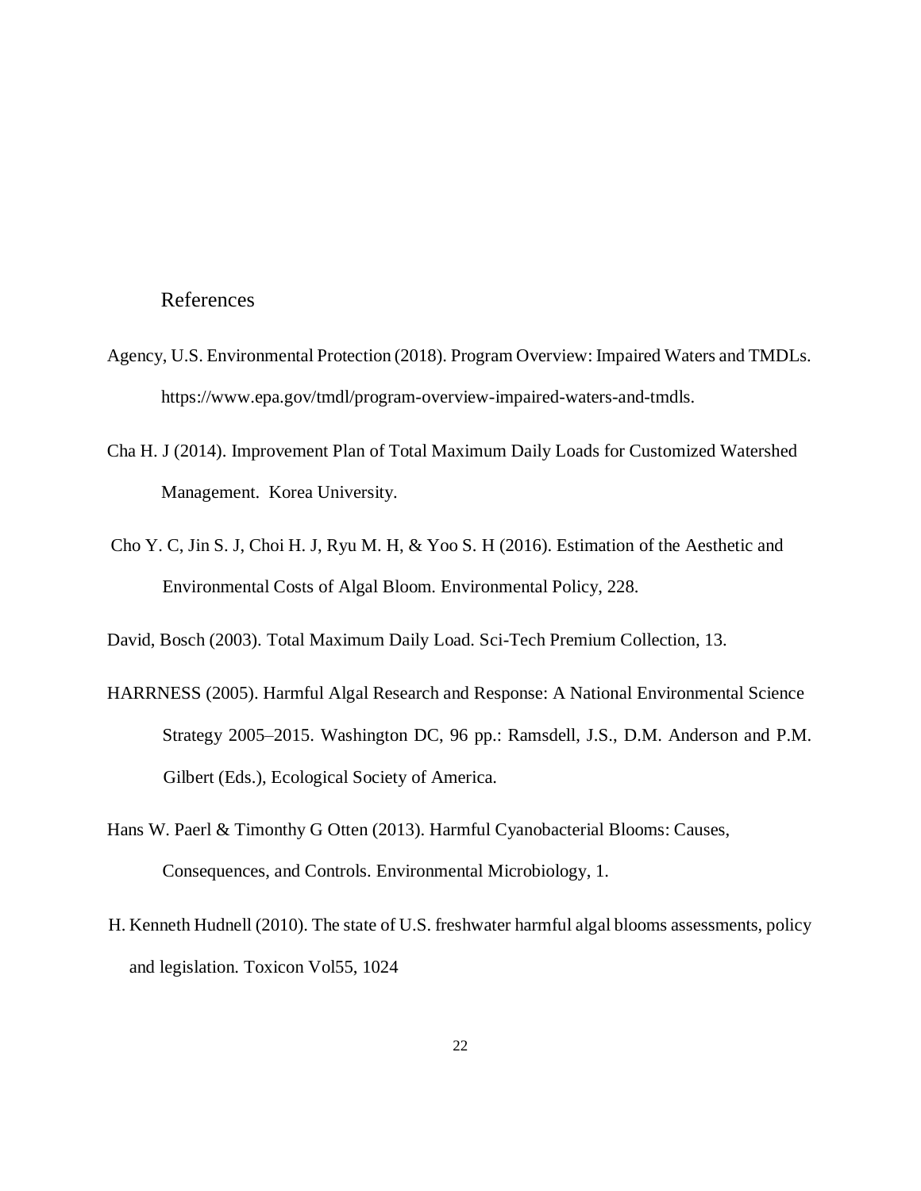# References

Agency, U.S. Environmental Protection (2018). Program Overview: Impaired Waters and TMDLs. https://www.epa.gov/tmdl/program-overview-impaired-waters-and-tmdls.

Cha H. J (2014). Improvement Plan of Total Maximum Daily Loads for Customized Watershed Management. Korea University.

Cho Y. C, Jin S. J, Choi H. J, Ryu M. H, & Yoo S. H (2016). Estimation of the Aesthetic and Environmental Costs of Algal Bloom. Environmental Policy, 228.

David, Bosch (2003). Total Maximum Daily Load. Sci-Tech Premium Collection, 13.

HARRNESS (2005). Harmful Algal Research and Response: A National Environmental Science Strategy 2005–2015. Washington DC, 96 pp.: Ramsdell, J.S., D.M. Anderson and P.M. Gilbert (Eds.), Ecological Society of America.

Hans W. Paerl & Timonthy G Otten (2013). Harmful Cyanobacterial Blooms: Causes, Consequences, and Controls. Environmental Microbiology, 1.

H. Kenneth Hudnell (2010). The state of U.S. freshwater harmful algal blooms assessments, policy and legislation. Toxicon Vol55, 1024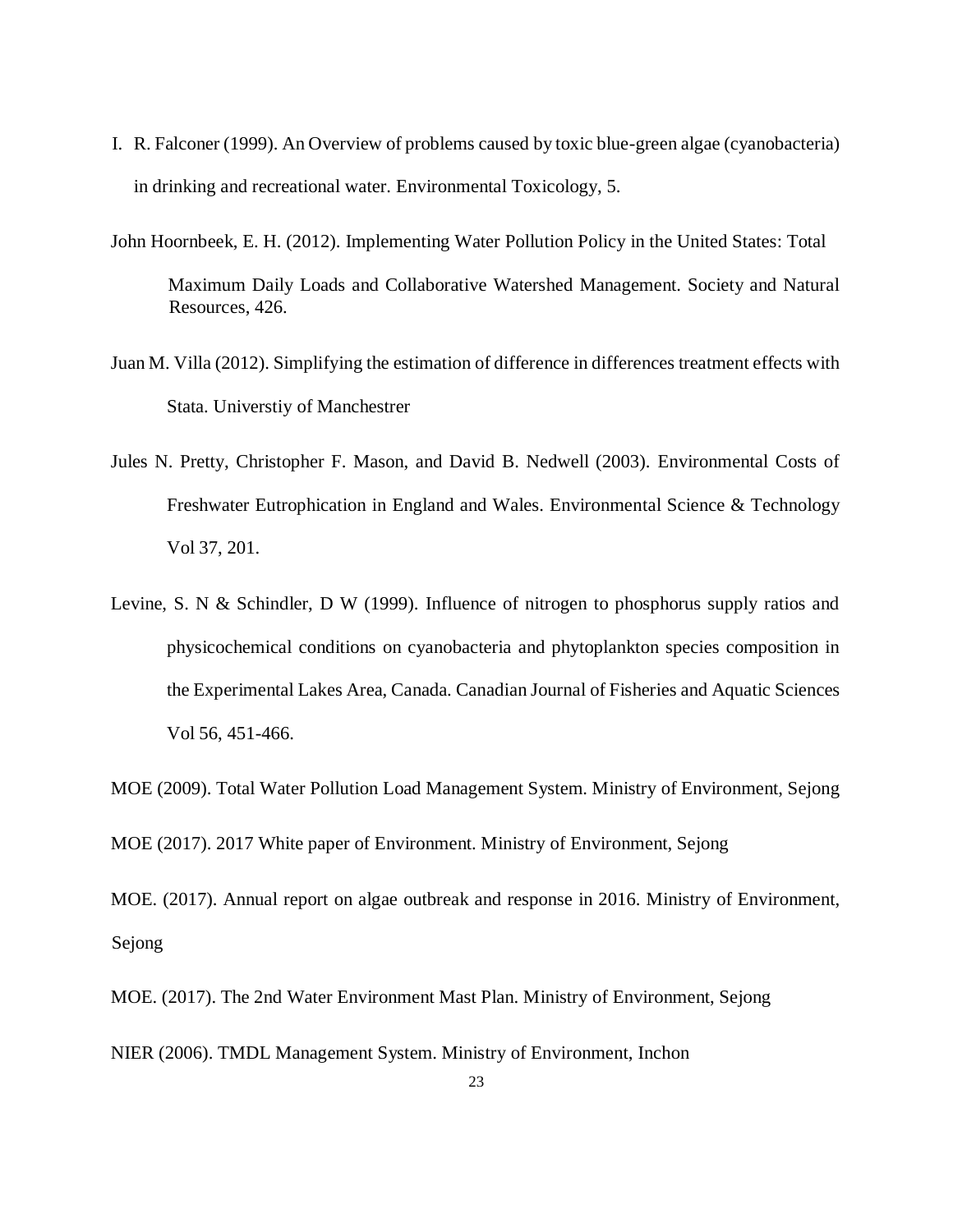I. R. Falconer (1999). An Overview of problems caused by toxic blue-green algae (cyanobacteria) in drinking and recreational water. Environmental Toxicology, 5.

John Hoornbeek, E. H. (2012). Implementing Water Pollution Policy in the United States: Total Maximum Daily Loads and Collaborative Watershed Management. Society and Natural Resources, 426.

Juan M. Villa (2012). Simplifying the estimation of difference in differences treatment effects with Stata. Universtiy of Manchestrer

Jules N. Pretty, Christopher F. Mason, and David B. Nedwell (2003). Environmental Costs of Freshwater Eutrophication in England and Wales. Environmental Science & Technology Vol 37, 201.

Levine, S. N & Schindler, D W (1999). Influence of nitrogen to phosphorus supply ratios and physicochemical conditions on cyanobacteria and phytoplankton species composition in the Experimental Lakes Area, Canada. Canadian Journal of Fisheries and Aquatic Sciences Vol 56, 451-466.

MOE (2009). Total Water Pollution Load Management System. Ministry of Environment, Sejong

MOE (2017). 2017 White paper of Environment. Ministry of Environment, Sejong

MOE. (2017). Annual report on algae outbreak and response in 2016. Ministry of Environment, Sejong

MOE. (2017). The 2nd Water Environment Mast Plan. Ministry of Environment, Sejong

NIER (2006). TMDL Management System. Ministry of Environment, Inchon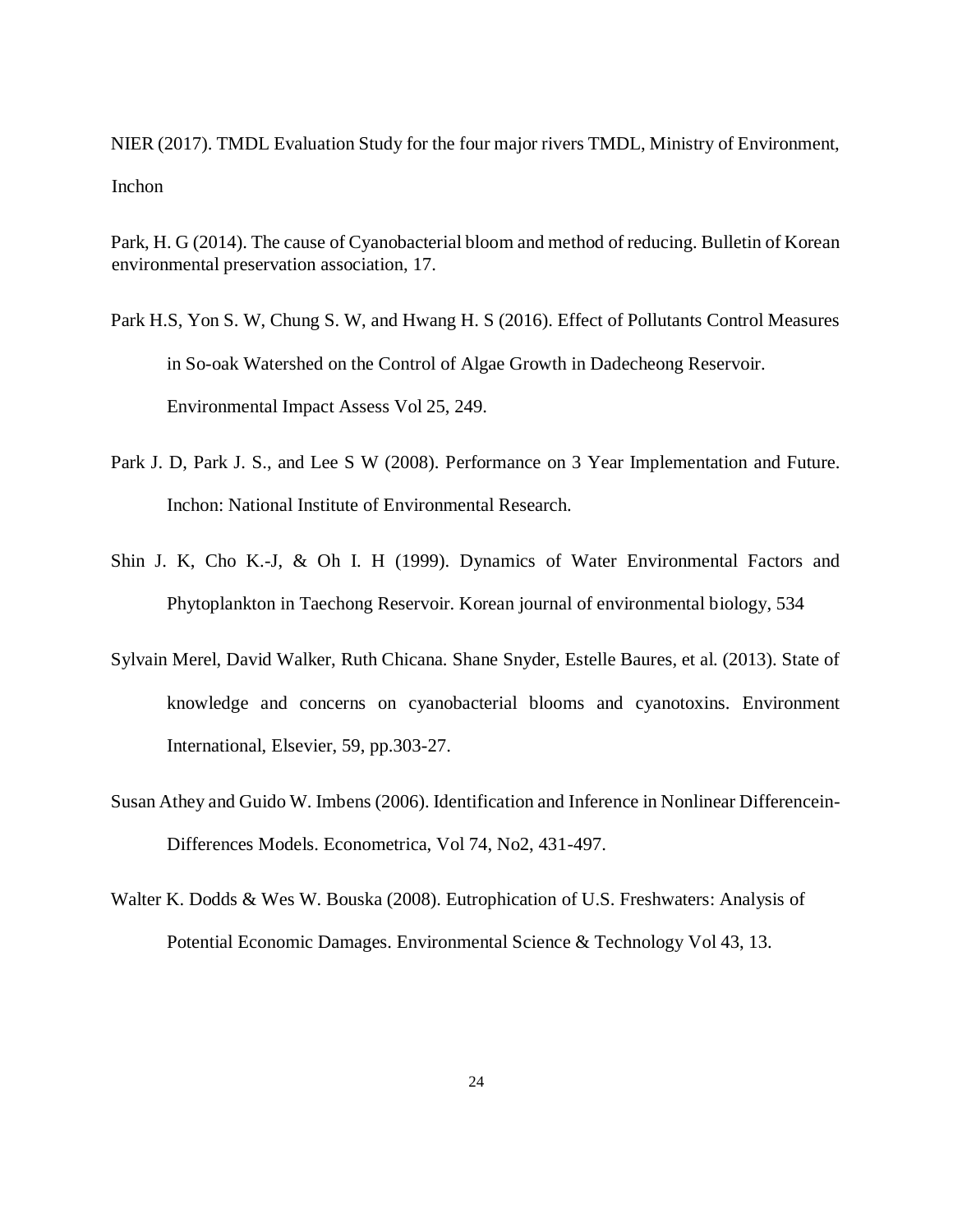NIER (2017). TMDL Evaluation Study for the four major rivers TMDL, Ministry of Environment, Inchon

Park, H. G (2014). The cause of Cyanobacterial bloom and method of reducing. Bulletin of Korean environmental preservation association, 17.

Park H.S, Yon S. W, Chung S. W, and Hwang H. S (2016). Effect of Pollutants Control Measures in So-oak Watershed on the Control of Algae Growth in Dadecheong Reservoir. Environmental Impact Assess Vol 25, 249.

Park J. D, Park J. S., and Lee S W (2008). Performance on 3 Year Implementation and Future. Inchon: National Institute of Environmental Research.

Shin J. K, Cho K.-J, & Oh I. H (1999). Dynamics of Water Environmental Factors and Phytoplankton in Taechong Reservoir. Korean journal of environmental biology, 534

Sylvain Merel, David Walker, Ruth Chicana. Shane Snyder, Estelle Baures, et al. (2013). State of knowledge and concerns on cyanobacterial blooms and cyanotoxins. Environment International, Elsevier, 59, pp.303-27.

Susan Athey and Guido W. Imbens (2006). Identification and Inference in Nonlinear Differencein-Differences Models. Econometrica, Vol 74, No2, 431-497.

Walter K. Dodds & Wes W. Bouska (2008). Eutrophication of U.S. Freshwaters: Analysis of Potential Economic Damages. Environmental Science & Technology Vol 43, 13.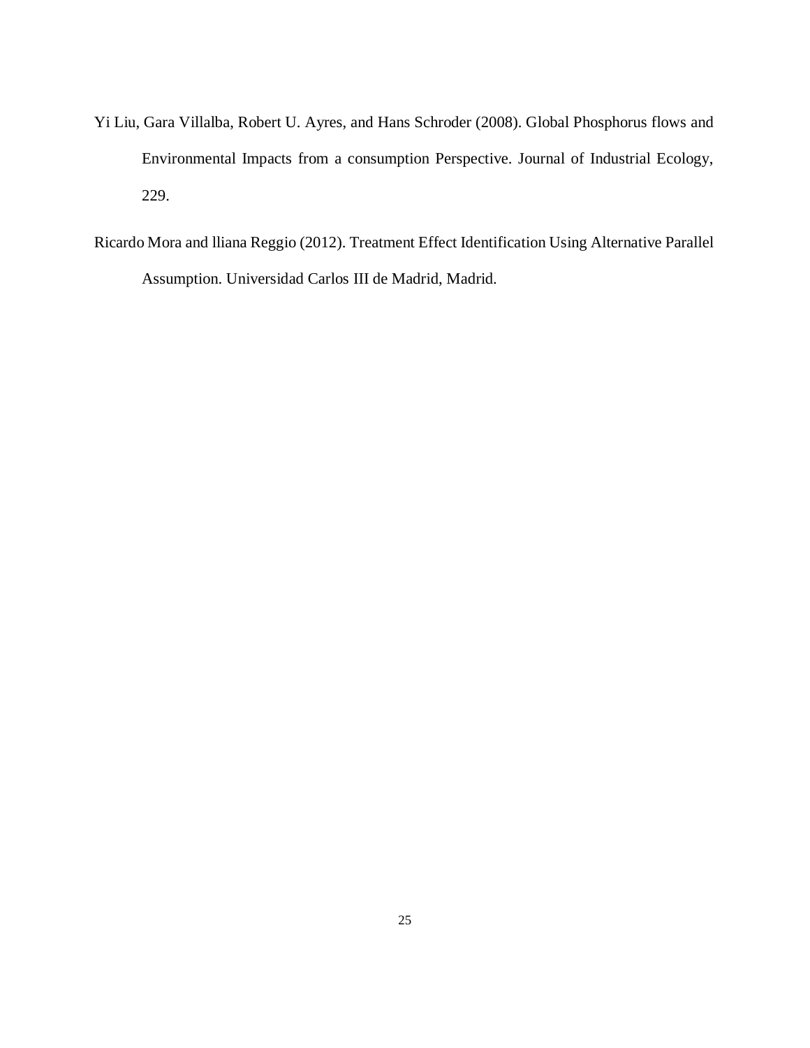Yi Liu, Gara Villalba, Robert U. Ayres, and Hans Schroder (2008). Global Phosphorus flows and Environmental Impacts from a consumption Perspective. Journal of Industrial Ecology, 229.

Ricardo Mora and lliana Reggio (2012). Treatment Effect Identification Using Alternative Parallel Assumption. Universidad Carlos III de Madrid, Madrid.